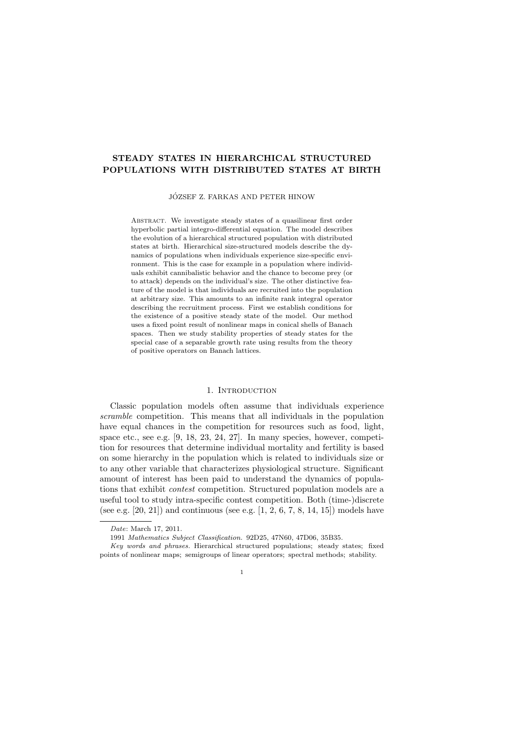# STEADY STATES IN HIERARCHICAL STRUCTURED POPULATIONS WITH DISTRIBUTED STATES AT BIRTH

JÓZSEF Z. FARKAS AND PETER HINOW

Abstract. We investigate steady states of a quasilinear first order hyperbolic partial integro-differential equation. The model describes the evolution of a hierarchical structured population with distributed states at birth. Hierarchical size-structured models describe the dynamics of populations when individuals experience size-specific environment. This is the case for example in a population where individuals exhibit cannibalistic behavior and the chance to become prey (or to attack) depends on the individual's size. The other distinctive feature of the model is that individuals are recruited into the population at arbitrary size. This amounts to an infinite rank integral operator describing the recruitment process. First we establish conditions for the existence of a positive steady state of the model. Our method uses a fixed point result of nonlinear maps in conical shells of Banach spaces. Then we study stability properties of steady states for the special case of a separable growth rate using results from the theory of positive operators on Banach lattices.

## 1. Introduction

Classic population models often assume that individuals experience *scramble* competition. This means that all individuals in the population have equal chances in the competition for resources such as food, light, space etc., see e.g. [9, 18, 23, 24, 27]. In many species, however, competition for resources that determine individual mortality and fertility is based on some hierarchy in the population which is related to individuals size or to any other variable that characterizes physiological structure. Significant amount of interest has been paid to understand the dynamics of populations that exhibit *contest* competition. Structured population models are a useful tool to study intra-specific contest competition. Both (time-)discrete (see e.g. [20, 21]) and continuous (see e.g. [1, 2, 6, 7, 8, 14, 15]) models have

---

*Date*: March 17, 2011.

1991 *Mathematics Subject Classification.* 92D25, 47N60, 47D06, 35B35.

*Key words and phrases.* Hierarchical structured populations; steady states; fixed points of nonlinear maps; semigroups of linear operators; spectral methods; stability.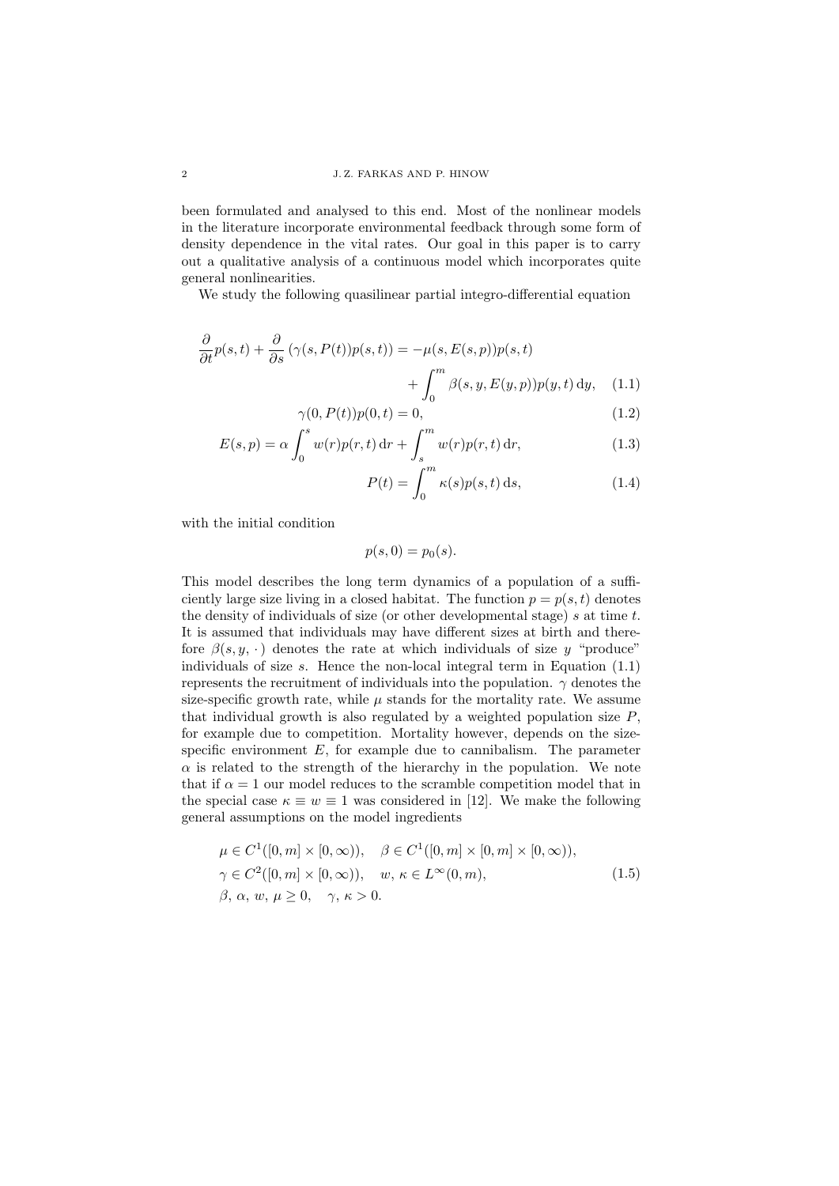been formulated and analysed to this end. Most of the nonlinear models in the literature incorporate environmental feedback through some form of density dependence in the vital rates. Our goal in this paper is to carry out a qualitative analysis of a continuous model which incorporates quite general nonlinearities.

We study the following quasilinear partial integro-differential equation

$$\frac{\partial}{\partial t}p(s,t) + \frac{\partial}{\partial s}\left(\gamma(s,P(t))p(s,t)\right) = -\mu(s,E(s,p))p(s,t) + \int_0^m \beta(s,y,E(y,p))p(y,t)\,\mathrm{d}y, \tag{1.1}$$

$$\gamma(0,P(t))p(0,t) = 0, \tag{1.2}$$

$$E(s,p) = \alpha\int_0^s w(r)p(r,t)\,\mathrm{d}r + \int_s^m w(r)p(r,t)\,\mathrm{d}r, \tag{1.3}$$

$$P(t) = \int_0^m \kappa(s)p(s,t)\,\mathrm{d}s, \tag{1.4}$$

with the initial condition

$$p(s,0) = p_0(s).$$

This model describes the long term dynamics of a population of a sufficiently large size living in a closed habitat. The function $p = p(s,t)$ denotes the density of individuals of size (or other developmental stage) $s$ at time $t$. It is assumed that individuals may have different sizes at birth and therefore $\beta(s,y,\cdot)$ denotes the rate at which individuals of size $y$ "produce" individuals of size $s$. Hence the non-local integral term in Equation (1.1) represents the recruitment of individuals into the population. $\gamma$ denotes the size-specific growth rate, while $\mu$ stands for the mortality rate. We assume that individual growth is also regulated by a weighted population size $P$, for example due to competition. Mortality however, depends on the size-specific environment $E$, for example due to cannibalism. The parameter $\alpha$ is related to the strength of the hierarchy in the population. We note that if $\alpha = 1$ our model reduces to the scramble competition model that in the special case $\kappa \equiv w \equiv 1$ was considered in [12]. We make the following general assumptions on the model ingredients

$$\begin{aligned}
&\mu \in C^1([0,m]\times[0,\infty)), \quad \beta \in C^1([0,m]\times[0,m]\times[0,\infty)),\\
&\gamma \in C^2([0,m]\times[0,\infty)), \quad w,\,\kappa \in L^\infty(0,m),\\
&\beta,\,\alpha,\,w,\,\mu \geq 0, \quad \gamma,\,\kappa > 0.
\end{aligned} \tag{1.5}$$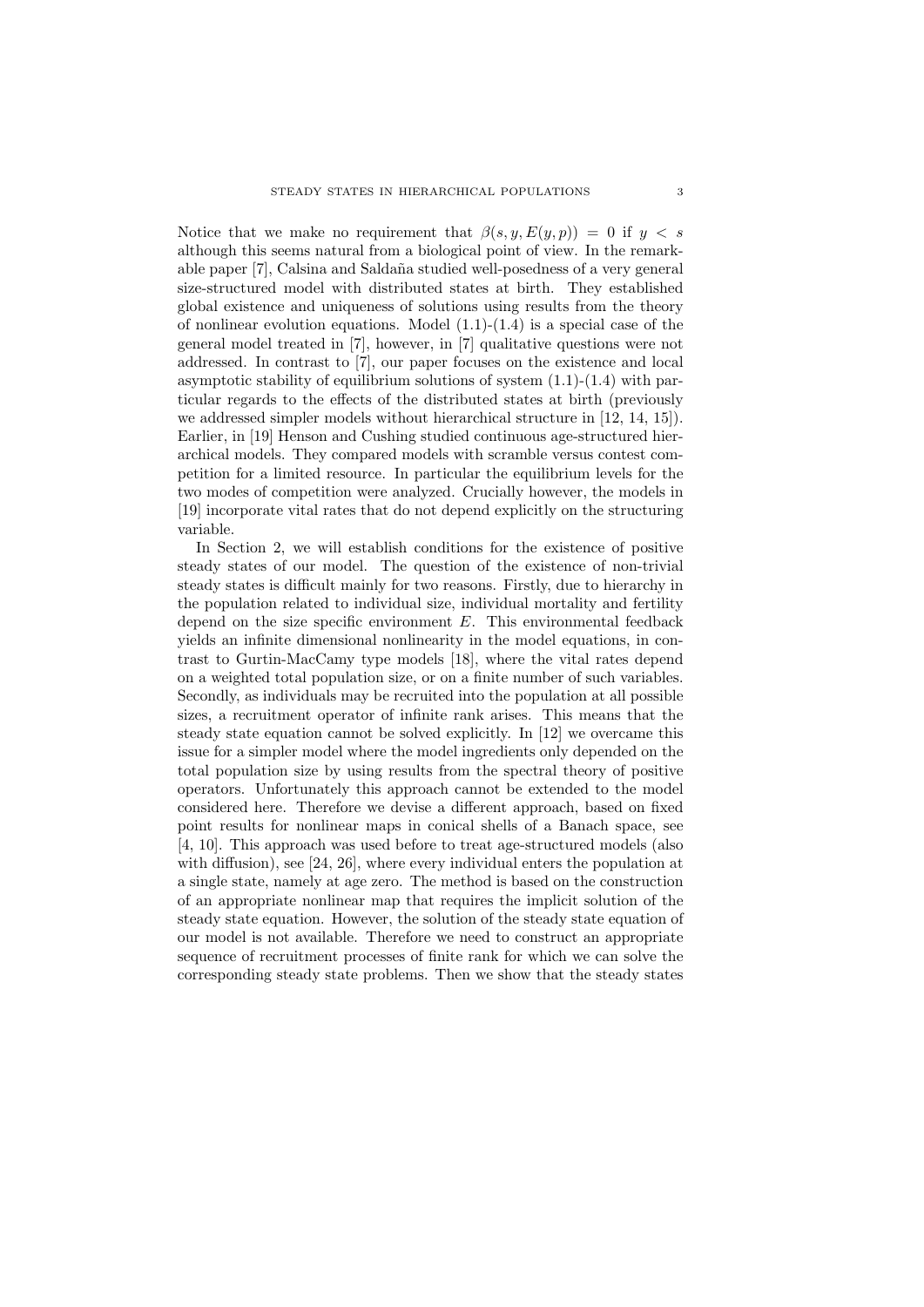Notice that we make no requirement that $\beta(s, y, E(y, p)) = 0$ if $y < s$ although this seems natural from a biological point of view. In the remarkable paper [7], Calsina and Saldaña studied well-posedness of a very general size-structured model with distributed states at birth. They established global existence and uniqueness of solutions using results from the theory of nonlinear evolution equations. Model (1.1)-(1.4) is a special case of the general model treated in [7], however, in [7] qualitative questions were not addressed. In contrast to [7], our paper focuses on the existence and local asymptotic stability of equilibrium solutions of system (1.1)-(1.4) with particular regards to the effects of the distributed states at birth (previously we addressed simpler models without hierarchical structure in [12, 14, 15]). Earlier, in [19] Henson and Cushing studied continuous age-structured hierarchical models. They compared models with scramble versus contest competition for a limited resource. In particular the equilibrium levels for the two modes of competition were analyzed. Crucially however, the models in [19] incorporate vital rates that do not depend explicitly on the structuring variable.

In Section 2, we will establish conditions for the existence of positive steady states of our model. The question of the existence of non-trivial steady states is difficult mainly for two reasons. Firstly, due to hierarchy in the population related to individual size, individual mortality and fertility depend on the size specific environment $E$. This environmental feedback yields an infinite dimensional nonlinearity in the model equations, in contrast to Gurtin-MacCamy type models [18], where the vital rates depend on a weighted total population size, or on a finite number of such variables. Secondly, as individuals may be recruited into the population at all possible sizes, a recruitment operator of infinite rank arises. This means that the steady state equation cannot be solved explicitly. In [12] we overcame this issue for a simpler model where the model ingredients only depended on the total population size by using results from the spectral theory of positive operators. Unfortunately this approach cannot be extended to the model considered here. Therefore we devise a different approach, based on fixed point results for nonlinear maps in conical shells of a Banach space, see [4, 10]. This approach was used before to treat age-structured models (also with diffusion), see [24, 26], where every individual enters the population at a single state, namely at age zero. The method is based on the construction of an appropriate nonlinear map that requires the implicit solution of the steady state equation. However, the solution of the steady state equation of our model is not available. Therefore we need to construct an appropriate sequence of recruitment processes of finite rank for which we can solve the corresponding steady state problems. Then we show that the steady states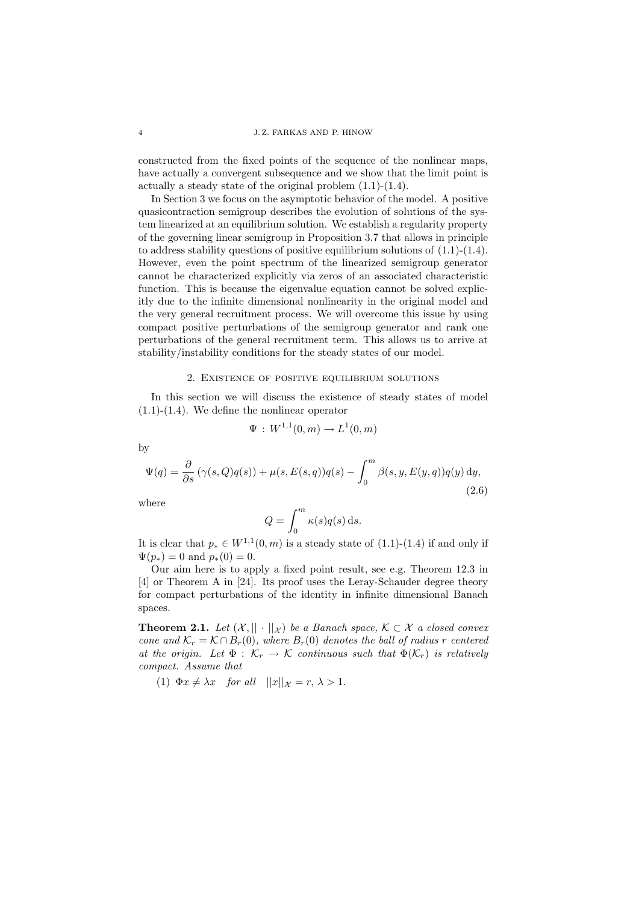constructed from the fixed points of the sequence of the nonlinear maps, have actually a convergent subsequence and we show that the limit point is actually a steady state of the original problem (1.1)-(1.4).

In Section 3 we focus on the asymptotic behavior of the model. A positive quasicontraction semigroup describes the evolution of solutions of the system linearized at an equilibrium solution. We establish a regularity property of the governing linear semigroup in Proposition 3.7 that allows in principle to address stability questions of positive equilibrium solutions of (1.1)-(1.4). However, even the point spectrum of the linearized semigroup generator cannot be characterized explicitly via zeros of an associated characteristic function. This is because the eigenvalue equation cannot be solved explicitly due to the infinite dimensional nonlinearity in the original model and the very general recruitment process. We will overcome this issue by using compact positive perturbations of the semigroup generator and rank one perturbations of the general recruitment term. This allows us to arrive at stability/instability conditions for the steady states of our model.

## 2. Existence of positive equilibrium solutions

In this section we will discuss the existence of steady states of model (1.1)-(1.4). We define the nonlinear operator

$$\Psi \,:\, W^{1,1}(0,m) \to L^1(0,m)$$

by

$$\Psi(q) = \frac{\partial}{\partial s}\left(\gamma(s,Q)q(s)\right) + \mu(s,E(s,q))q(s) - \int_0^m \beta(s,y,E(y,q))q(y)\,\mathrm{d}y, \tag{2.6}$$

where

$$Q = \int_0^m \kappa(s)q(s)\,\mathrm{d}s.$$

It is clear that $p_* \in W^{1,1}(0,m)$ is a steady state of (1.1)-(1.4) if and only if $\Psi(p_*) = 0$ and $p_*(0) = 0$.

Our aim here is to apply a fixed point result, see e.g. Theorem 12.3 in [4] or Theorem A in [24]. Its proof uses the Leray-Schauder degree theory for compact perturbations of the identity in infinite dimensional Banach spaces.

**Theorem 2.1.** *Let $(\mathcal{X}, ||\cdot||_{\mathcal{X}})$ be a Banach space, $\mathcal{K} \subset \mathcal{X}$ a closed convex cone and $\mathcal{K}_r = \mathcal{K} \cap B_r(0)$, where $B_r(0)$ denotes the ball of radius $r$ centered at the origin. Let $\Phi : \mathcal{K}_r \to \mathcal{K}$ continuous such that $\Phi(\mathcal{K}_r)$ is relatively compact. Assume that*

(1) $\Phi x \neq \lambda x$ *for all* $||x||_{\mathcal{X}} = r,\ \lambda > 1.$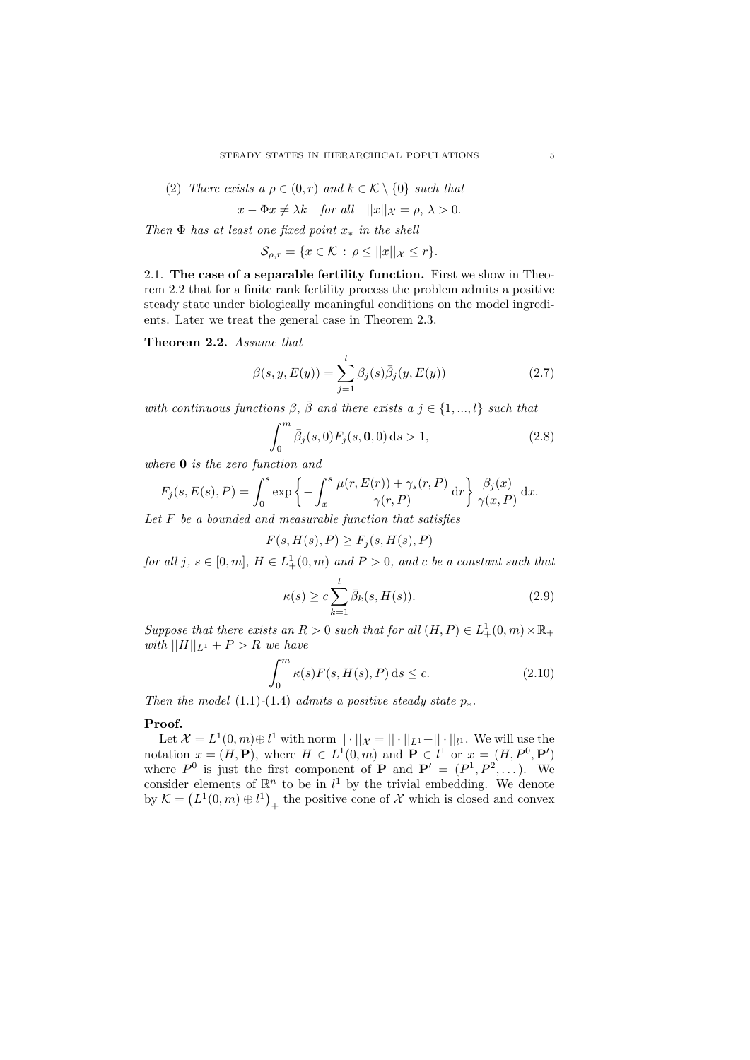(2) *There exists a* $\rho \in (0, r)$ *and* $k \in \mathcal{K} \setminus \{0\}$ *such that*

$$x - \Phi x \neq \lambda k \quad \text{for all} \quad ||x||_{\mathcal{X}} = \rho, \, \lambda > 0.$$

*Then* $\Phi$ *has at least one fixed point* $x_*$ *in the shell*

$$\mathcal{S}_{\rho,r} = \{x \in \mathcal{K} \, : \, \rho \leq ||x||_{\mathcal{X}} \leq r\}.$$

### 2.1. The case of a separable fertility function.

First we show in Theorem 2.2 that for a finite rank fertility process the problem admits a positive steady state under biologically meaningful conditions on the model ingredients. Later we treat the general case in Theorem 2.3.

**Theorem 2.2.** *Assume that*

$$\beta(s, y, E(y)) = \sum_{j=1}^{l} \beta_j(s) \bar{\beta}_j(y, E(y)) \tag{2.7}$$

*with continuous functions* $\beta$, $\bar{\beta}$ *and there exists a* $j \in \{1, ..., l\}$ *such that*

$$\int_0^m \bar{\beta}_j(s, 0) F_j(s, \mathbf{0}, 0) \, \mathrm{d}s > 1, \tag{2.8}$$

*where* $\mathbf{0}$ *is the zero function and*

$$F_j(s, E(s), P) = \int_0^s \exp\left\{ - \int_x^s \frac{\mu(r, E(r)) + \gamma_s(r, P)}{\gamma(r, P)} \, \mathrm{d}r \right\} \frac{\beta_j(x)}{\gamma(x, P)} \, \mathrm{d}x.$$

*Let* $F$ *be a bounded and measurable function that satisfies*

$$F(s, H(s), P) \geq F_j(s, H(s), P)$$

*for all* $j$, $s \in [0, m]$, $H \in L^1_+(0, m)$ *and* $P > 0$, *and* $c$ *be a constant such that*

$$\kappa(s) \geq c \sum_{k=1}^{l} \bar{\beta}_k(s, H(s)). \tag{2.9}$$

*Suppose that there exists an* $R > 0$ *such that for all* $(H, P) \in L^1_+(0, m) \times \mathbb{R}_+$ *with* $||H||_{L^1} + P > R$ *we have*

$$\int_0^m \kappa(s) F(s, H(s), P) \, \mathrm{d}s \leq c. \tag{2.10}$$

*Then the model* (1.1)-(1.4) *admits a positive steady state* $p_*$.

**Proof.**

Let $\mathcal{X} = L^1(0, m) \oplus l^1$ with norm $|| \cdot ||_{\mathcal{X}} = || \cdot ||_{L^1} + || \cdot ||_{l^1}$. We will use the notation $x = (H, \mathbf{P})$, where $H \in L^1(0, m)$ and $\mathbf{P} \in l^1$ or $x = (H, P^0, \mathbf{P}')$ where $P^0$ is just the first component of $\mathbf{P}$ and $\mathbf{P}' = (P^1, P^2, \dots)$. We consider elements of $\mathbb{R}^n$ to be in $l^1$ by the trivial embedding. We denote by $\mathcal{K} = \left(L^1(0, m) \oplus l^1\right)_+$ the positive cone of $\mathcal{X}$ which is closed and convex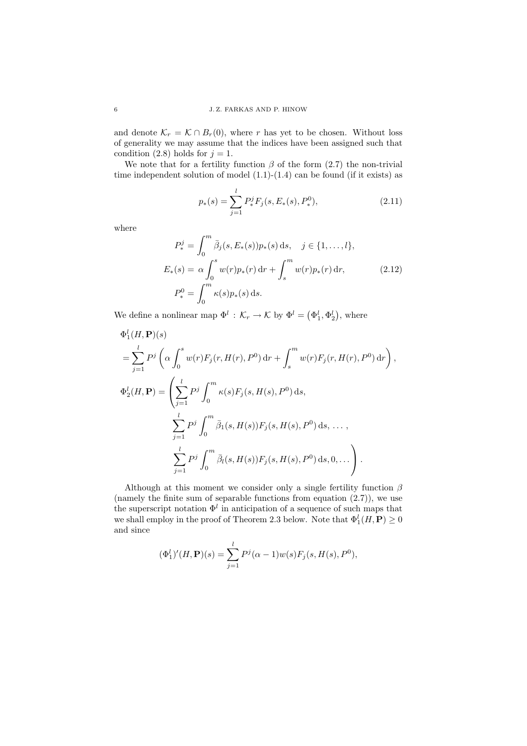and denote $\mathcal{K}_r = \mathcal{K} \cap B_r(0)$, where $r$ has yet to be chosen. Without loss of generality we may assume that the indices have been assigned such that condition (2.8) holds for $j = 1$.

We note that for a fertility function $\beta$ of the form (2.7) the non-trivial time independent solution of model (1.1)-(1.4) can be found (if it exists) as

$$p_*(s) = \sum_{j=1}^{l} P_*^j F_j(s, E_*(s), P_*^0), \tag{2.11}$$

where

$$\begin{aligned}
P_*^j &= \int_0^m \bar{\beta}_j(s, E_*(s)) p_*(s)\,\mathrm{d}s, \quad j \in \{1, \dots, l\}, \\
E_*(s) &= \alpha \int_0^s w(r) p_*(r)\,\mathrm{d}r + \int_s^m w(r) p_*(r)\,\mathrm{d}r, \\
P_*^0 &= \int_0^m \kappa(s) p_*(s)\,\mathrm{d}s.
\end{aligned} \tag{2.12}$$

We define a nonlinear map $\Phi^l : \mathcal{K}_r \to \mathcal{K}$ by $\Phi^l = \left(\Phi_1^l, \Phi_2^l\right)$, where

$$\begin{aligned}
&\Phi_1^l(H, \mathbf{P})(s) \\
&= \sum_{j=1}^{l} P^j \left( \alpha \int_0^s w(r) F_j(r, H(r), P^0)\,\mathrm{d}r + \int_s^m w(r) F_j(r, H(r), P^0)\,\mathrm{d}r \right), \\
&\Phi_2^l(H, \mathbf{P}) = \left( \sum_{j=1}^{l} P^j \int_0^m \kappa(s) F_j(s, H(s), P^0)\,\mathrm{d}s, \right. \\
&\qquad\qquad \sum_{j=1}^{l} P^j \int_0^m \bar{\beta}_1(s, H(s)) F_j(s, H(s), P^0)\,\mathrm{d}s, \, \dots, \\
&\qquad\qquad \left. \sum_{j=1}^{l} P^j \int_0^m \bar{\beta}_l(s, H(s)) F_j(s, H(s), P^0)\,\mathrm{d}s, 0, \dots \right).
\end{aligned}$$

Although at this moment we consider only a single fertility function $\beta$ (namely the finite sum of separable functions from equation (2.7)), we use the superscript notation $\Phi^l$ in anticipation of a sequence of such maps that we shall employ in the proof of Theorem 2.3 below. Note that $\Phi_1^l(H, \mathbf{P}) \geq 0$ and since

$$(\Phi_1^l)'(H, \mathbf{P})(s) = \sum_{j=1}^{l} P^j (\alpha - 1) w(s) F_j(s, H(s), P^0),$$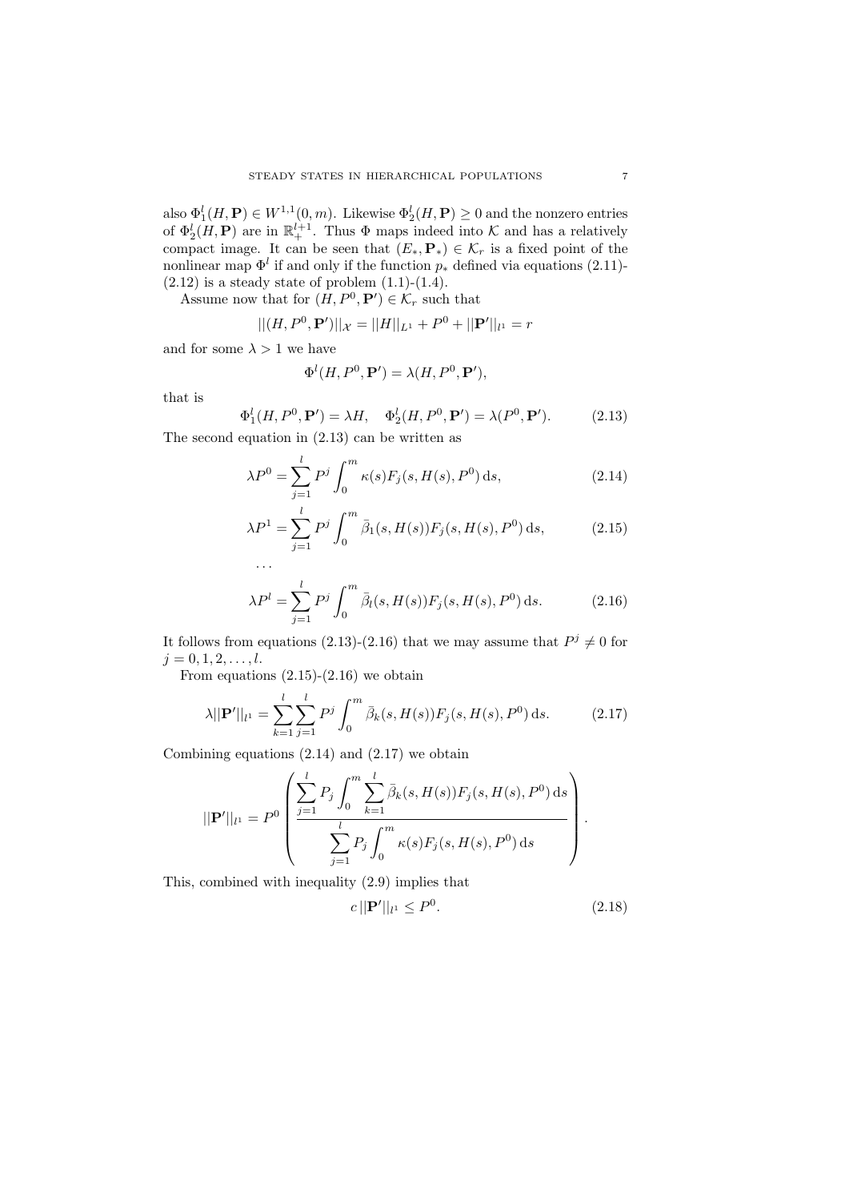also $\Phi_1^l(H,\mathbf{P}) \in W^{1,1}(0,m)$. Likewise $\Phi_2^l(H,\mathbf{P}) \geq 0$ and the nonzero entries of $\Phi_2^l(H,\mathbf{P})$ are in $\mathbb{R}_+^{l+1}$. Thus $\Phi$ maps indeed into $\mathcal{K}$ and has a relatively compact image. It can be seen that $(E_*, \mathbf{P}_*) \in \mathcal{K}_r$ is a fixed point of the nonlinear map $\Phi^l$ if and only if the function $p_*$ defined via equations (2.11)-(2.12) is a steady state of problem (1.1)-(1.4).

Assume now that for $(H, P^0, \mathbf{P}') \in \mathcal{K}_r$ such that

$$||(H, P^0, \mathbf{P}')||_{\mathcal{X}} = ||H||_{L^1} + P^0 + ||\mathbf{P}'||_{l^1} = r$$

and for some $\lambda > 1$ we have

$$\Phi^l(H, P^0, \mathbf{P}') = \lambda(H, P^0, \mathbf{P}'),$$

that is

$$\Phi_1^l(H, P^0, \mathbf{P}') = \lambda H, \quad \Phi_2^l(H, P^0, \mathbf{P}') = \lambda(P^0, \mathbf{P}'). \tag{2.13}$$

The second equation in (2.13) can be written as

$$\lambda P^0 = \sum_{j=1}^{l} P^j \int_0^m \kappa(s) F_j(s, H(s), P^0)\, \mathrm{d}s, \tag{2.14}$$

$$\lambda P^1 = \sum_{j=1}^{l} P^j \int_0^m \bar{\beta}_1(s, H(s)) F_j(s, H(s), P^0)\, \mathrm{d}s, \tag{2.15}$$

$$\dots$$

$$\lambda P^l = \sum_{j=1}^{l} P^j \int_0^m \bar{\beta}_l(s, H(s)) F_j(s, H(s), P^0)\, \mathrm{d}s. \tag{2.16}$$

It follows from equations (2.13)-(2.16) that we may assume that $P^j \neq 0$ for $j = 0, 1, 2, \dots, l$.

From equations (2.15)-(2.16) we obtain

$$\lambda ||\mathbf{P}'||_{l^1} = \sum_{k=1}^{l} \sum_{j=1}^{l} P^j \int_0^m \bar{\beta}_k(s, H(s)) F_j(s, H(s), P^0)\, \mathrm{d}s. \tag{2.17}$$

Combining equations (2.14) and (2.17) we obtain

$$||\mathbf{P}'||_{l^1} = P^0 \left( \frac{\displaystyle\sum_{j=1}^{l} P_j \int_0^m \sum_{k=1}^{l} \bar{\beta}_k(s, H(s)) F_j(s, H(s), P^0)\, \mathrm{d}s}{\displaystyle\sum_{j=1}^{l} P_j \int_0^m \kappa(s) F_j(s, H(s), P^0)\, \mathrm{d}s} \right).$$

This, combined with inequality (2.9) implies that

$$c\, ||\mathbf{P}'||_{l^1} \leq P^0. \tag{2.18}$$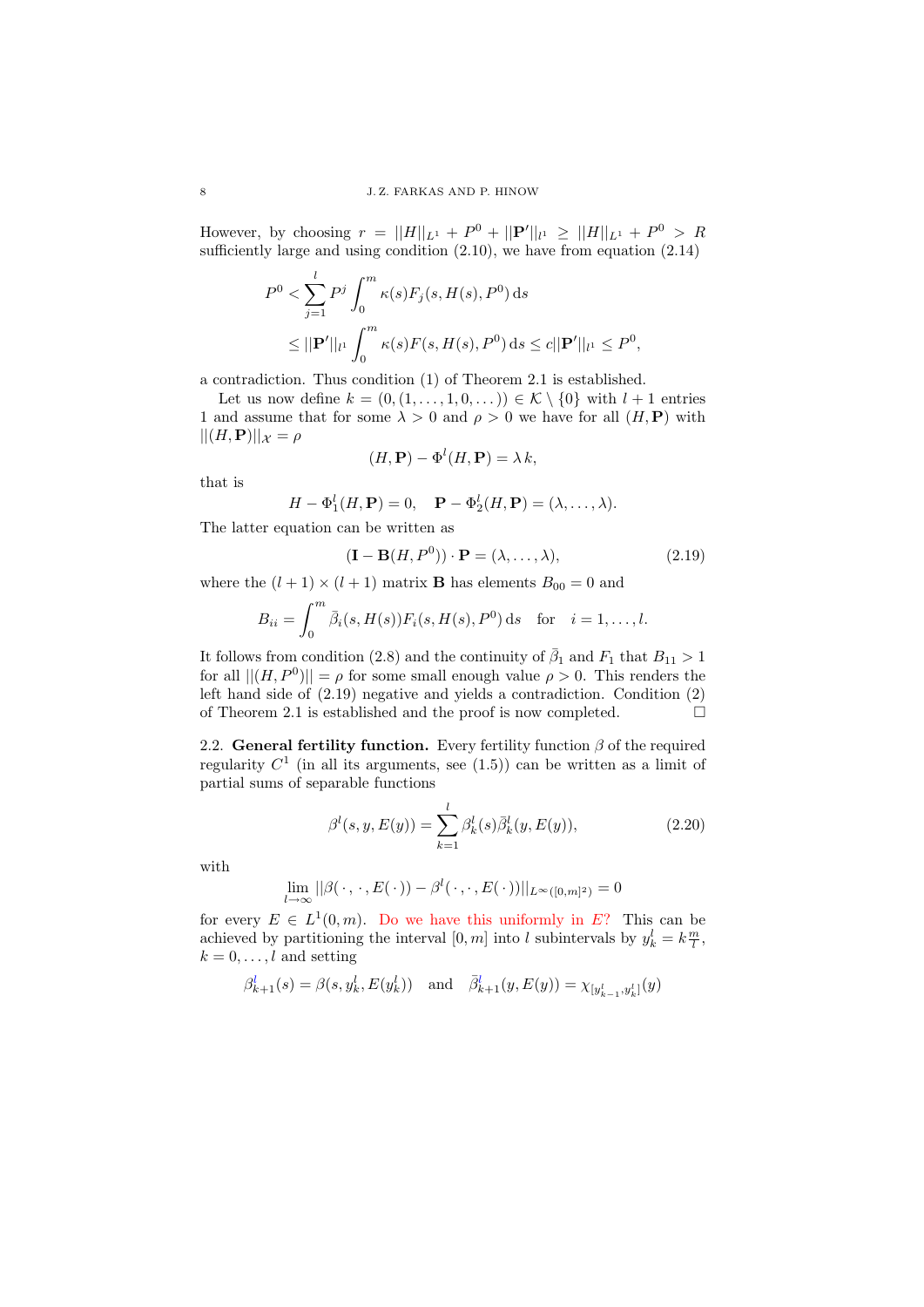However, by choosing $r = ||H||_{L^1} + P^0 + ||\mathbf{P}'||_{l^1} \geq ||H||_{L^1} + P^0 > R$ sufficiently large and using condition (2.10), we have from equation (2.14)

$$
\begin{aligned}
P^0 &< \sum_{j=1}^{l} P^j \int_0^m \kappa(s) F_j(s, H(s), P^0)\, \mathrm{d}s \\
&\leq ||\mathbf{P}'||_{l^1} \int_0^m \kappa(s) F(s, H(s), P^0)\, \mathrm{d}s \leq c||\mathbf{P}'||_{l^1} \leq P^0,
\end{aligned}
$$

a contradiction. Thus condition (1) of Theorem 2.1 is established.

Let us now define $k = (0, (1, \dots, 1, 0, \dots)) \in \mathcal{K} \setminus \{0\}$ with $l+1$ entries 1 and assume that for some $\lambda > 0$ and $\rho > 0$ we have for all $(H, \mathbf{P})$ with $||(H, \mathbf{P})||_{\mathcal{X}} = \rho$

$$
(H, \mathbf{P}) - \Phi^l(H, \mathbf{P}) = \lambda\, k,
$$

that is

$$
H - \Phi_1^l(H, \mathbf{P}) = 0, \quad \mathbf{P} - \Phi_2^l(H, \mathbf{P}) = (\lambda, \dots, \lambda).
$$

The latter equation can be written as

$$
(\mathbf{I} - \mathbf{B}(H, P^0)) \cdot \mathbf{P} = (\lambda, \dots, \lambda), \tag{2.19}
$$

where the $(l+1) \times (l+1)$ matrix $\mathbf{B}$ has elements $B_{00} = 0$ and

$$
B_{ii} = \int_0^m \bar{\beta}_i(s, H(s)) F_i(s, H(s), P^0)\, \mathrm{d}s \quad \text{for} \quad i = 1, \dots, l.
$$

It follows from condition (2.8) and the continuity of $\bar{\beta}_1$ and $F_1$ that $B_{11} > 1$ for all $||(H, P^0)|| = \rho$ for some small enough value $\rho > 0$. This renders the left hand side of (2.19) negative and yields a contradiction. Condition (2) of Theorem 2.1 is established and the proof is now completed. □

**2.2. General fertility function.** Every fertility function $\beta$ of the required regularity $C^1$ (in all its arguments, see (1.5)) can be written as a limit of partial sums of separable functions

$$
\beta^l(s, y, E(y)) = \sum_{k=1}^{l} \beta_k^l(s) \bar{\beta}_k^l(y, E(y)), \tag{2.20}
$$

with

$$
\lim_{l \to \infty} ||\beta(\,\cdot\,, \cdot\,, E(\,\cdot\,)) - \beta^l(\,\cdot\,, \cdot\,, E(\,\cdot\,))||_{L^\infty([0,m]^2)} = 0
$$

for every $E \in L^1(0, m)$. Do we have this uniformly in $E$? This can be achieved by partitioning the interval $[0, m]$ into $l$ subintervals by $y_k^l = k\frac{m}{l}$, $k = 0, \dots, l$ and setting

$$
\beta_{k+1}^l(s) = \beta(s, y_k^l, E(y_k^l)) \quad \text{and} \quad \bar{\beta}_{k+1}^l(y, E(y)) = \chi_{[y_{k-1}^l, y_k^l]}(y)
$$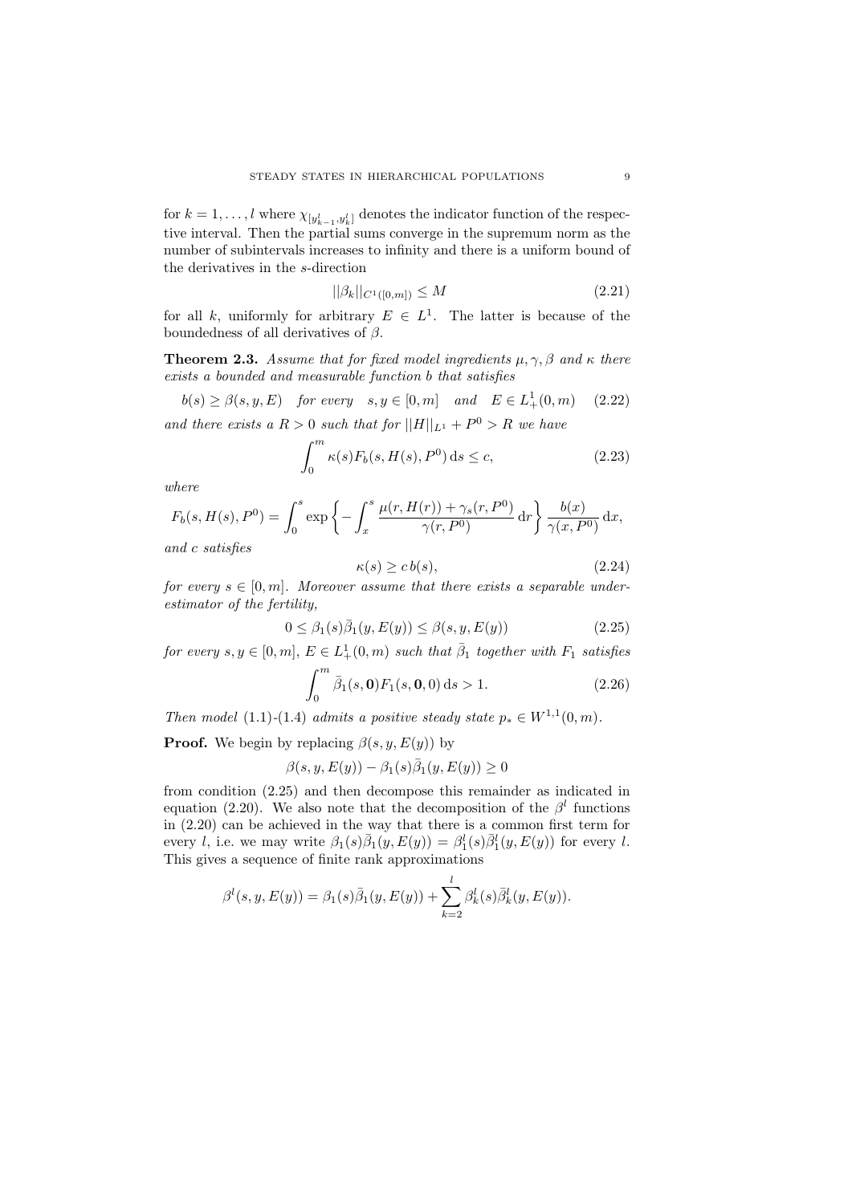for $k = 1, \ldots, l$ where $\chi_{[y^l_{k-1}, y^l_k]}$ denotes the indicator function of the respective interval. Then the partial sums converge in the supremum norm as the number of subintervals increases to infinity and there is a uniform bound of the derivatives in the $s$-direction

$$||\beta_k||_{C^1([0,m])} \leq M \tag{2.21}$$

for all $k$, uniformly for arbitrary $E \in L^1$. The latter is because of the boundedness of all derivatives of $\beta$.

**Theorem 2.3.** *Assume that for fixed model ingredients $\mu, \gamma, \beta$ and $\kappa$ there exists a bounded and measurable function $b$ that satisfies*

$$b(s) \geq \beta(s, y, E) \quad \text{for every} \quad s, y \in [0, m] \quad \text{and} \quad E \in L^1_+(0, m) \tag{2.22}$$

*and there exists a $R > 0$ such that for $||H||_{L^1} + P^0 > R$ we have*

$$\int_0^m \kappa(s) F_b(s, H(s), P^0)\, \mathrm{d}s \leq c, \tag{2.23}$$

*where*

$$F_b(s, H(s), P^0) = \int_0^s \exp\left\{ - \int_x^s \frac{\mu(r, H(r)) + \gamma_s(r, P^0)}{\gamma(r, P^0)}\, \mathrm{d}r \right\} \frac{b(x)}{\gamma(x, P^0)}\, \mathrm{d}x,$$

*and $c$ satisfies*

$$\kappa(s) \geq c\, b(s), \tag{2.24}$$

*for every $s \in [0, m]$. Moreover assume that there exists a separable underestimator of the fertility,*

$$0 \leq \beta_1(s) \bar{\beta}_1(y, E(y)) \leq \beta(s, y, E(y)) \tag{2.25}$$

*for every $s, y \in [0, m]$, $E \in L^1_+(0, m)$ such that $\bar{\beta}_1$ together with $F_1$ satisfies*

$$\int_0^m \bar{\beta}_1(s, \mathbf{0}) F_1(s, \mathbf{0}, 0)\, \mathrm{d}s > 1. \tag{2.26}$$

*Then model (1.1)-(1.4) admits a positive steady state $p_* \in W^{1,1}(0, m)$.*

**Proof.** We begin by replacing $\beta(s, y, E(y))$ by

$$\beta(s, y, E(y)) - \beta_1(s) \bar{\beta}_1(y, E(y)) \geq 0$$

from condition (2.25) and then decompose this remainder as indicated in equation (2.20). We also note that the decomposition of the $\beta^l$ functions in (2.20) can be achieved in the way that there is a common first term for every $l$, i.e. we may write $\beta_1(s) \bar{\beta}_1(y, E(y)) = \beta^l_1(s) \bar{\beta}^l_1(y, E(y))$ for every $l$. This gives a sequence of finite rank approximations

$$\beta^l(s, y, E(y)) = \beta_1(s) \bar{\beta}_1(y, E(y)) + \sum_{k=2}^l \beta^l_k(s) \bar{\beta}^l_k(y, E(y)).$$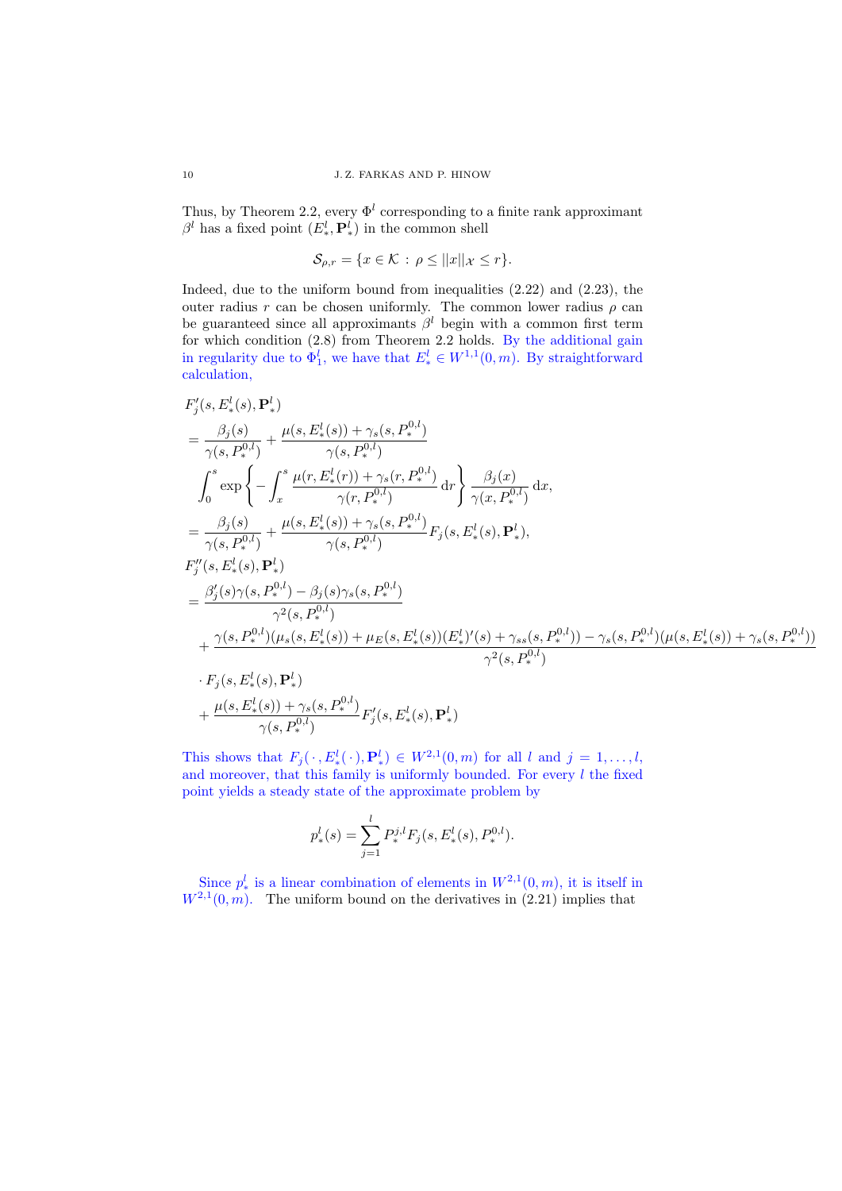Thus, by Theorem 2.2, every $\Phi^l$ corresponding to a finite rank approximant $\beta^l$ has a fixed point $(E_*^l, \mathbf{P}_*^l)$ in the common shell

$$\mathcal{S}_{\rho,r} = \{x \in \mathcal{K} \,:\, \rho \le ||x||_{\mathcal{X}} \le r\}.$$

Indeed, due to the uniform bound from inequalities (2.22) and (2.23), the outer radius $r$ can be chosen uniformly. The common lower radius $\rho$ can be guaranteed since all approximants $\beta^l$ begin with a common first term for which condition (2.8) from Theorem 2.2 holds. By the additional gain in regularity due to $\Phi_1^l$, we have that $E_*^l \in W^{1,1}(0,m)$. By straightforward calculation,

$$
\begin{aligned}
&F_j'(s, E_*^l(s), \mathbf{P}_*^l) \\
&= \frac{\beta_j(s)}{\gamma(s, P_*^{0,l})} + \frac{\mu(s, E_*^l(s)) + \gamma_s(s, P_*^{0,l})}{\gamma(s, P_*^{0,l})} \\
&\quad \int_0^s \exp\left\{ - \int_x^s \frac{\mu(r, E_*^l(r)) + \gamma_s(r, P_*^{0,l})}{\gamma(r, P_*^{0,l})} \,\mathrm{d}r \right\} \frac{\beta_j(x)}{\gamma(x, P_*^{0,l})} \,\mathrm{d}x, \\
&= \frac{\beta_j(s)}{\gamma(s, P_*^{0,l})} + \frac{\mu(s, E_*^l(s)) + \gamma_s(s, P_*^{0,l})}{\gamma(s, P_*^{0,l})} F_j(s, E_*^l(s), \mathbf{P}_*^l), \\
&F_j''(s, E_*^l(s), \mathbf{P}_*^l) \\
&= \frac{\beta_j'(s)\gamma(s, P_*^{0,l}) - \beta_j(s)\gamma_s(s, P_*^{0,l})}{\gamma^2(s, P_*^{0,l})} \\
&\quad + \frac{\gamma(s, P_*^{0,l})(\mu_s(s, E_*^l(s)) + \mu_E(s, E_*^l(s))(E_*^l)'(s) + \gamma_{ss}(s, P_*^{0,l})) - \gamma_s(s, P_*^{0,l})(\mu(s, E_*^l(s)) + \gamma_s(s, P_*^{0,l}))}{\gamma^2(s, P_*^{0,l})} \\
&\quad \cdot F_j(s, E_*^l(s), \mathbf{P}_*^l) \\
&\quad + \frac{\mu(s, E_*^l(s)) + \gamma_s(s, P_*^{0,l})}{\gamma(s, P_*^{0,l})} F_j'(s, E_*^l(s), \mathbf{P}_*^l)
\end{aligned}
$$

This shows that $F_j(\,\cdot\,, E_*^l(\,\cdot\,), \mathbf{P}_*^l) \in W^{2,1}(0,m)$ for all $l$ and $j = 1, \ldots, l$, and moreover, that this family is uniformly bounded. For every $l$ the fixed point yields a steady state of the approximate problem by

$$p_*^l(s) = \sum_{j=1}^{l} P_*^{j,l} F_j(s, E_*^l(s), P_*^{0,l}).$$

Since $p_*^l$ is a linear combination of elements in $W^{2,1}(0,m)$, it is itself in $W^{2,1}(0,m)$. The uniform bound on the derivatives in (2.21) implies that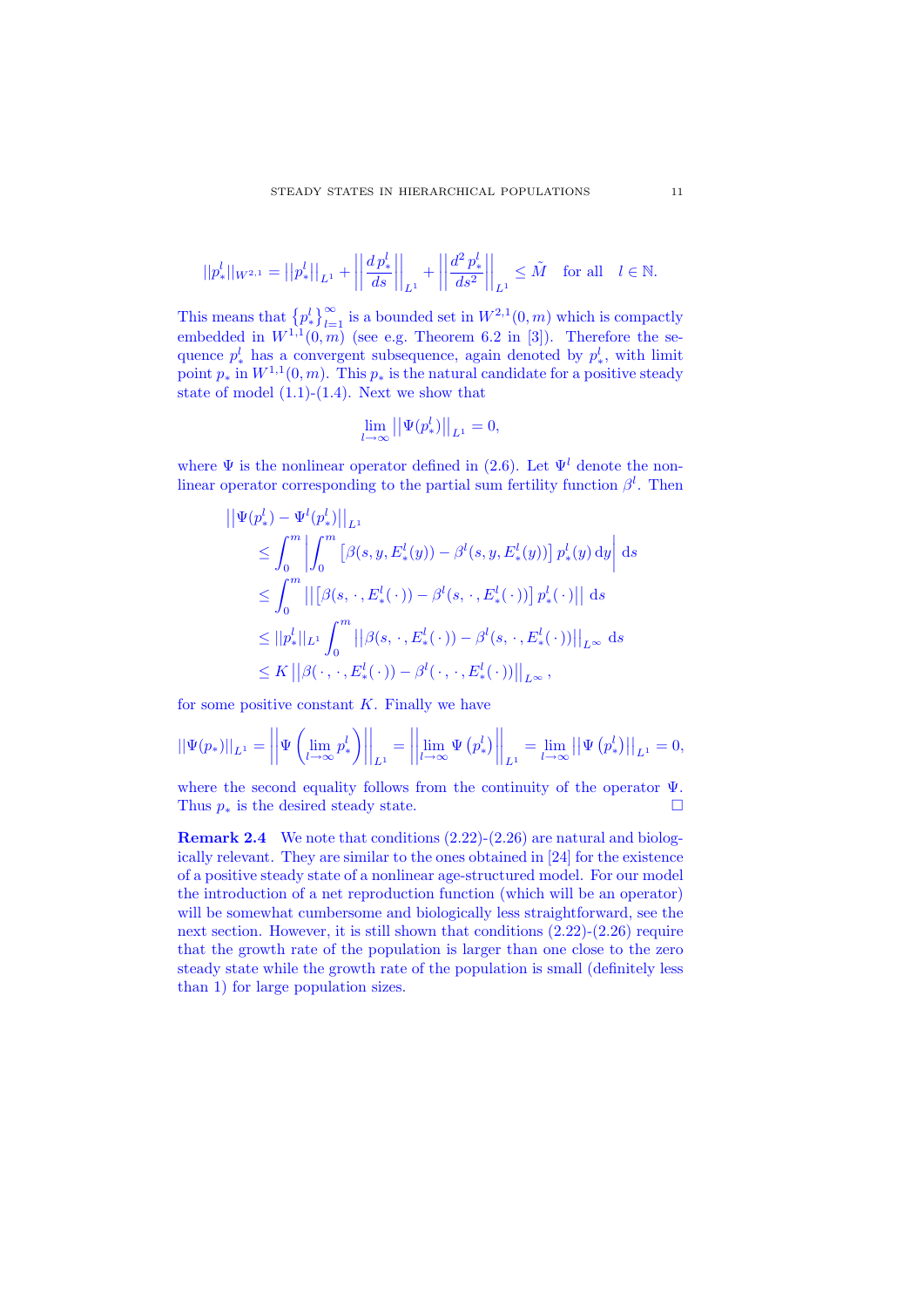$$||p_*^l||_{W^{2,1}} = \left|\left|p_*^l\right|\right|_{L^1} + \left|\left|\frac{d\,p_*^l}{ds}\right|\right|_{L^1} + \left|\left|\frac{d^2\,p_*^l}{ds^2}\right|\right|_{L^1} \leq \tilde{M} \quad \text{for all} \quad l \in \mathbb{N}.$$

This means that $\left\{p_*^l\right\}_{l=1}^{\infty}$ is a bounded set in $W^{2,1}(0,m)$ which is compactly embedded in $W^{1,1}(0,m)$ (see e.g. Theorem 6.2 in [3]). Therefore the sequence $p_*^l$ has a convergent subsequence, again denoted by $p_*^l$, with limit point $p_*$ in $W^{1,1}(0,m)$. This $p_*$ is the natural candidate for a positive steady state of model (1.1)-(1.4). Next we show that

$$\lim_{l\to\infty} \left|\left|\Psi(p_*^l)\right|\right|_{L^1} = 0,$$

where $\Psi$ is the nonlinear operator defined in (2.6). Let $\Psi^l$ denote the nonlinear operator corresponding to the partial sum fertility function $\beta^l$. Then

$$\begin{aligned}
&\left|\left|\Psi(p_*^l) - \Psi^l(p_*^l)\right|\right|_{L^1} \\
&\quad\leq \int_0^m \left|\int_0^m \left[\beta(s,y,E_*^l(y)) - \beta^l(s,y,E_*^l(y))\right] p_*^l(y)\,\mathrm{d}y\right|\,\mathrm{d}s \\
&\quad\leq \int_0^m \left|\left|\left[\beta(s,\cdot,E_*^l(\cdot)) - \beta^l(s,\cdot,E_*^l(\cdot))\right] p_*^l(\cdot)\right|\right|\,\mathrm{d}s \\
&\quad\leq ||p_*^l||_{L^1} \int_0^m \left|\left|\beta(s,\cdot,E_*^l(\cdot)) - \beta^l(s,\cdot,E_*^l(\cdot))\right|\right|_{L^\infty}\,\mathrm{d}s \\
&\quad\leq K\left|\left|\beta(\cdot,\cdot,E_*^l(\cdot)) - \beta^l(\cdot,\cdot,E_*^l(\cdot))\right|\right|_{L^\infty},
\end{aligned}$$

for some positive constant $K$. Finally we have

$$||\Psi(p_*)||_{L^1} = \left|\left|\Psi\left(\lim_{l\to\infty} p_*^l\right)\right|\right|_{L^1} = \left|\left|\lim_{l\to\infty} \Psi\left(p_*^l\right)\right|\right|_{L^1} = \lim_{l\to\infty} \left|\left|\Psi\left(p_*^l\right)\right|\right|_{L^1} = 0,$$

where the second equality follows from the continuity of the operator $\Psi$. Thus $p_*$ is the desired steady state. $\square$

**Remark 2.4** We note that conditions (2.22)-(2.26) are natural and biologically relevant. They are similar to the ones obtained in [24] for the existence of a positive steady state of a nonlinear age-structured model. For our model the introduction of a net reproduction function (which will be an operator) will be somewhat cumbersome and biologically less straightforward, see the next section. However, it is still shown that conditions (2.22)-(2.26) require that the growth rate of the population is larger than one close to the zero steady state while the growth rate of the population is small (definitely less than 1) for large population sizes.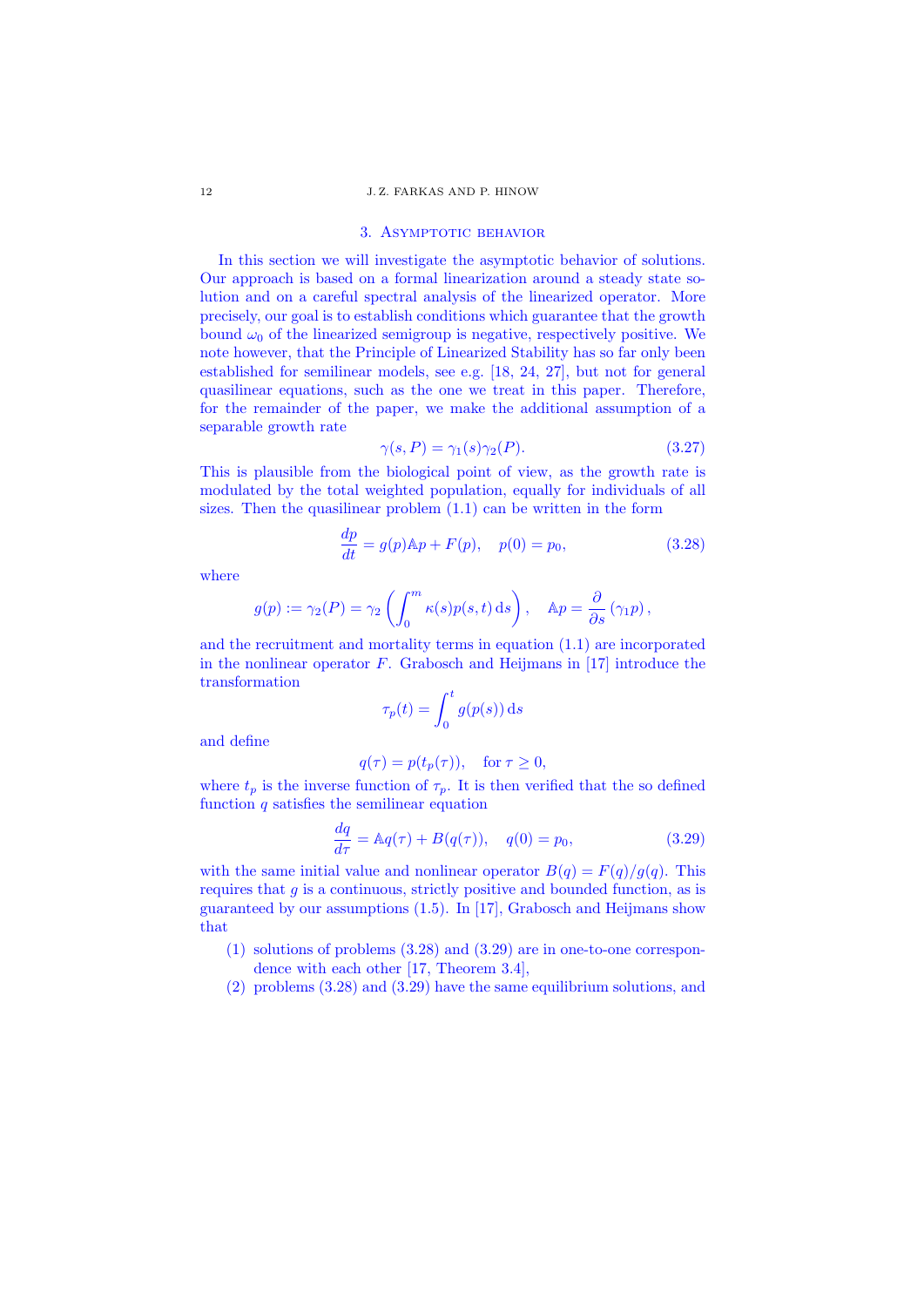## 3. Asymptotic behavior

In this section we will investigate the asymptotic behavior of solutions. Our approach is based on a formal linearization around a steady state solution and on a careful spectral analysis of the linearized operator. More precisely, our goal is to establish conditions which guarantee that the growth bound $\omega_0$ of the linearized semigroup is negative, respectively positive. We note however, that the Principle of Linearized Stability has so far only been established for semilinear models, see e.g. [18, 24, 27], but not for general quasilinear equations, such as the one we treat in this paper. Therefore, for the remainder of the paper, we make the additional assumption of a separable growth rate

$$\gamma(s,P) = \gamma_1(s)\gamma_2(P). \tag{3.27}$$

This is plausible from the biological point of view, as the growth rate is modulated by the total weighted population, equally for individuals of all sizes. Then the quasilinear problem (1.1) can be written in the form

$$\frac{dp}{dt} = g(p)\mathbb{A}p + F(p), \quad p(0) = p_0, \tag{3.28}$$

where

$$g(p) := \gamma_2(P) = \gamma_2\left(\int_0^m \kappa(s)p(s,t)\,\mathrm{d}s\right), \quad \mathbb{A}p = \frac{\partial}{\partial s}\left(\gamma_1 p\right),$$

and the recruitment and mortality terms in equation (1.1) are incorporated in the nonlinear operator $F$. Grabosch and Heijmans in [17] introduce the transformation

$$\tau_p(t) = \int_0^t g(p(s))\,\mathrm{d}s$$

and define

$$q(\tau) = p(t_p(\tau)), \quad \text{for } \tau \geq 0,$$

where $t_p$ is the inverse function of $\tau_p$. It is then verified that the so defined function $q$ satisfies the semilinear equation

$$\frac{dq}{d\tau} = \mathbb{A}q(\tau) + B(q(\tau)), \quad q(0) = p_0, \tag{3.29}$$

with the same initial value and nonlinear operator $B(q) = F(q)/g(q)$. This requires that $g$ is a continuous, strictly positive and bounded function, as is guaranteed by our assumptions (1.5). In [17], Grabosch and Heijmans show that

1. solutions of problems (3.28) and (3.29) are in one-to-one correspondence with each other [17, Theorem 3.4],
2. problems (3.28) and (3.29) have the same equilibrium solutions, and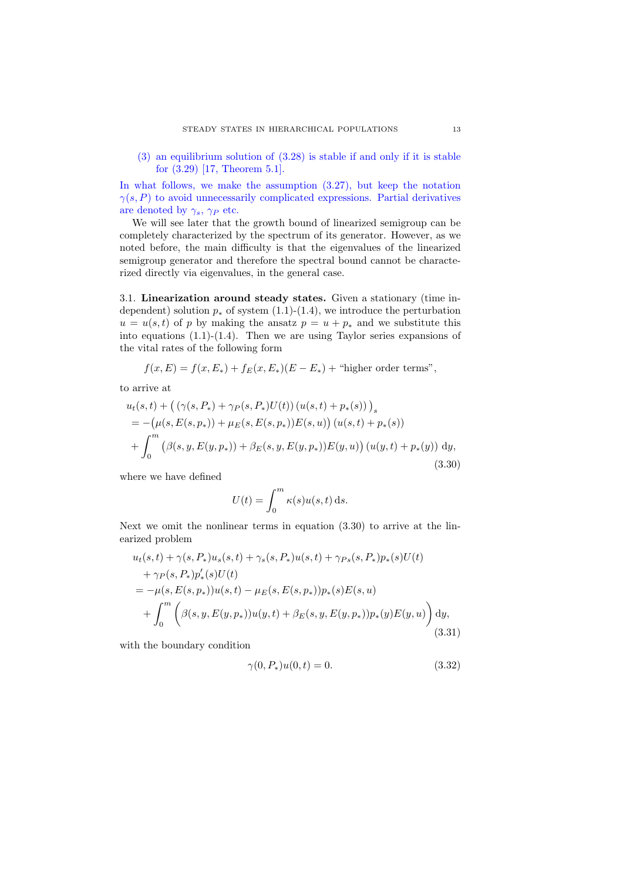(3) an equilibrium solution of (3.28) is stable if and only if it is stable for (3.29) [17, Theorem 5.1].

In what follows, we make the assumption (3.27), but keep the notation $\gamma(s,P)$ to avoid unnecessarily complicated expressions. Partial derivatives are denoted by $\gamma_s$, $\gamma_P$ etc.

We will see later that the growth bound of linearized semigroup can be completely characterized by the spectrum of its generator. However, as we noted before, the main difficulty is that the eigenvalues of the linearized semigroup generator and therefore the spectral bound cannot be characterized directly via eigenvalues, in the general case.

3.1. **Linearization around steady states.** Given a stationary (time independent) solution $p_*$ of system (1.1)-(1.4), we introduce the perturbation $u = u(s,t)$ of $p$ by making the ansatz $p = u + p_*$ and we substitute this into equations (1.1)-(1.4). Then we are using Taylor series expansions of the vital rates of the following form

$$f(x,E) = f(x,E_*) + f_E(x,E_*)(E - E_*) + \text{"higher order terms"},$$

to arrive at

$$\begin{aligned}
&u_t(s,t) + \big( \left(\gamma(s,P_*) + \gamma_P(s,P_*)U(t)\right) \left(u(s,t) + p_*(s)\right) \big)_s \\
&= -\big(\mu(s,E(s,p_*)) + \mu_E(s,E(s,p_*))E(s,u)\big) \left(u(s,t) + p_*(s)\right) \\
&+ \int_0^m \big(\beta(s,y,E(y,p_*)) + \beta_E(s,y,E(y,p_*))E(y,u)\big) \left(u(y,t) + p_*(y)\right) \mathrm{d}y,
\end{aligned} \tag{3.30}$$

where we have defined

$$U(t) = \int_0^m \kappa(s)u(s,t)\,\mathrm{d}s.$$

Next we omit the nonlinear terms in equation (3.30) to arrive at the linearized problem

$$\begin{aligned}
&u_t(s,t) + \gamma(s,P_*)u_s(s,t) + \gamma_s(s,P_*)u(s,t) + \gamma_{Ps}(s,P_*)p_*(s)U(t) \\
&\quad + \gamma_P(s,P_*)p_*'(s)U(t) \\
&= -\mu(s,E(s,p_*))u(s,t) - \mu_E(s,E(s,p_*))p_*(s)E(s,u) \\
&\quad + \int_0^m \Big(\beta(s,y,E(y,p_*))u(y,t) + \beta_E(s,y,E(y,p_*))p_*(y)E(y,u)\Big)\,\mathrm{d}y,
\end{aligned} \tag{3.31}$$

with the boundary condition

$$\gamma(0,P_*)u(0,t) = 0. \tag{3.32}$$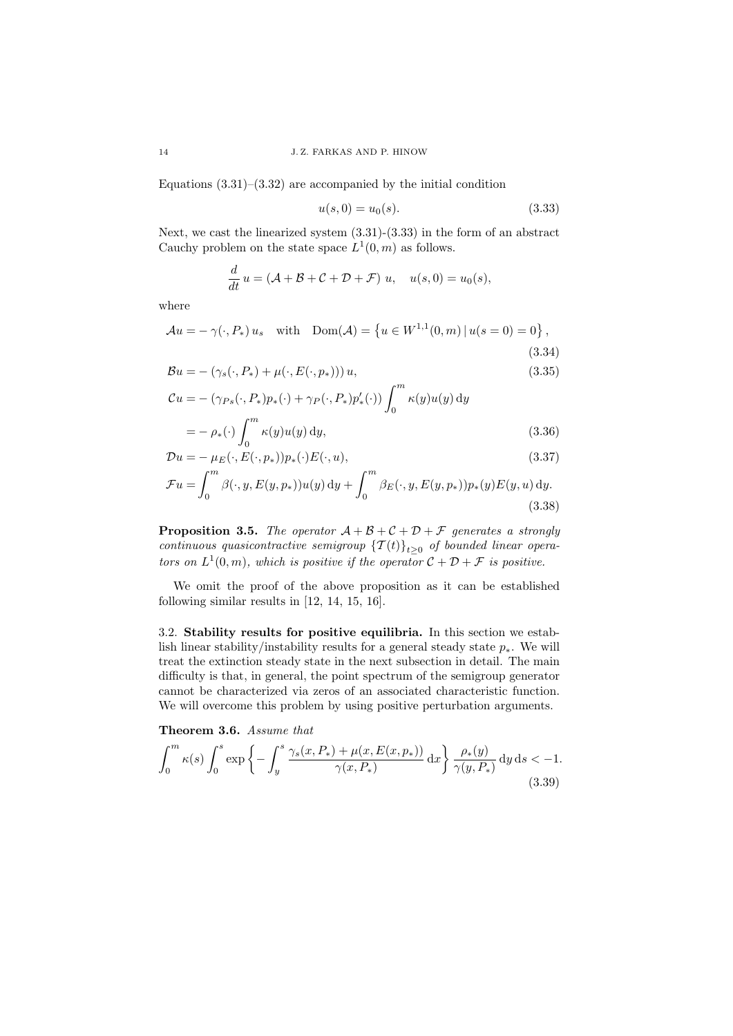Equations (3.31)–(3.32) are accompanied by the initial condition

$$u(s,0) = u_0(s). \tag{3.33}$$

Next, we cast the linearized system (3.31)-(3.33) in the form of an abstract Cauchy problem on the state space $L^1(0,m)$ as follows.

$$\frac{d}{dt}\, u = (\mathcal{A} + \mathcal{B} + \mathcal{C} + \mathcal{D} + \mathcal{F})\; u, \quad u(s,0) = u_0(s),$$

where

$$\mathcal{A}u = -\,\gamma(\cdot, P_*)\, u_s \quad \text{with} \quad \mathrm{Dom}(\mathcal{A}) = \left\{u \in W^{1,1}(0,m) \,|\, u(s=0) = 0\right\}, \tag{3.34}$$

$$\mathcal{B}u = -\left(\gamma_s(\cdot, P_*) + \mu(\cdot, E(\cdot, p_*))\right) u, \tag{3.35}$$

$$\begin{aligned}\mathcal{C}u &= -\left(\gamma_{Ps}(\cdot, P_*)p_*(\cdot) + \gamma_P(\cdot, P_*)p_*'(\cdot)\right) \int_0^m \kappa(y)u(y)\,\mathrm{d}y \\ &= -\,\rho_*(\cdot)\int_0^m \kappa(y)u(y)\,\mathrm{d}y,\end{aligned} \tag{3.36}$$

$$\mathcal{D}u = -\,\mu_E(\cdot, E(\cdot, p_*))p_*(\cdot)E(\cdot, u), \tag{3.37}$$

$$\mathcal{F}u = \int_0^m \beta(\cdot, y, E(y, p_*))u(y)\,\mathrm{d}y + \int_0^m \beta_E(\cdot, y, E(y, p_*))p_*(y)E(y,u)\,\mathrm{d}y. \tag{3.38}$$

**Proposition 3.5.** *The operator $\mathcal{A} + \mathcal{B} + \mathcal{C} + \mathcal{D} + \mathcal{F}$ generates a strongly continuous quasicontractive semigroup $\{\mathcal{T}(t)\}_{t\geq 0}$ of bounded linear operators on $L^1(0,m)$, which is positive if the operator $\mathcal{C} + \mathcal{D} + \mathcal{F}$ is positive.*

We omit the proof of the above proposition as it can be established following similar results in [12, 14, 15, 16].

### 3.2. Stability results for positive equilibria.

In this section we establish linear stability/instability results for a general steady state $p_*$. We will treat the extinction steady state in the next subsection in detail. The main difficulty is that, in general, the point spectrum of the semigroup generator cannot be characterized via zeros of an associated characteristic function. We will overcome this problem by using positive perturbation arguments.

**Theorem 3.6.** *Assume that*

$$\int_0^m \kappa(s)\int_0^s \exp\left\{-\int_y^s \frac{\gamma_s(x,P_*) + \mu(x, E(x,p_*))}{\gamma(x,P_*)}\,\mathrm{d}x\right\}\frac{\rho_*(y)}{\gamma(y,P_*)}\,\mathrm{d}y\,\mathrm{d}s < -1. \tag{3.39}$$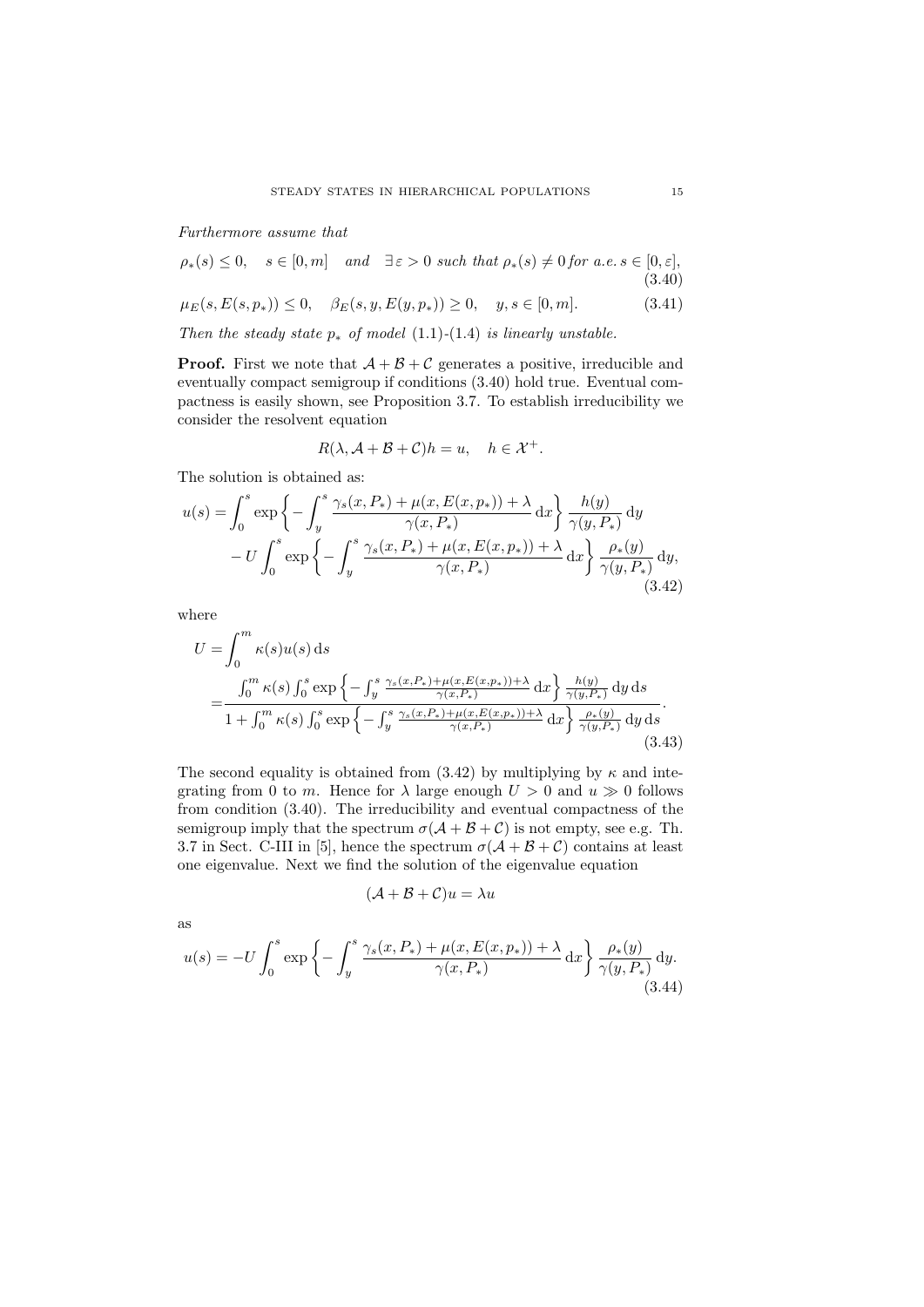*Furthermore assume that*

$$\rho_*(s) \leq 0, \quad s \in [0,m] \quad \text{and} \quad \exists\, \varepsilon > 0 \text{ such that } \rho_*(s) \neq 0 \text{ for a.e. } s \in [0,\varepsilon], \tag{3.40}$$

$$\mu_E(s, E(s,p_*)) \leq 0, \quad \beta_E(s,y,E(y,p_*)) \geq 0, \quad y,s \in [0,m]. \tag{3.41}$$

*Then the steady state $p_*$ of model* (1.1)-(1.4) *is linearly unstable.*

**Proof.** First we note that $\mathcal{A}+\mathcal{B}+\mathcal{C}$ generates a positive, irreducible and eventually compact semigroup if conditions (3.40) hold true. Eventual compactness is easily shown, see Proposition 3.7. To establish irreducibility we consider the resolvent equation

$$R(\lambda, \mathcal{A}+\mathcal{B}+\mathcal{C})h = u, \quad h \in \mathcal{X}^+.$$

The solution is obtained as:

$$\begin{aligned} u(s) = & \int_0^s \exp\left\{ -\int_y^s \frac{\gamma_s(x,P_*) + \mu(x,E(x,p_*)) + \lambda}{\gamma(x,P_*)}\,\mathrm{d}x \right\} \frac{h(y)}{\gamma(y,P_*)}\,\mathrm{d}y \\ & - U \int_0^s \exp\left\{ -\int_y^s \frac{\gamma_s(x,P_*) + \mu(x,E(x,p_*)) + \lambda}{\gamma(x,P_*)}\,\mathrm{d}x \right\} \frac{\rho_*(y)}{\gamma(y,P_*)}\,\mathrm{d}y, \end{aligned} \tag{3.42}$$

where

$$\begin{aligned} U = & \int_0^m \kappa(s) u(s)\,\mathrm{d}s \\ = & \frac{\int_0^m \kappa(s) \int_0^s \exp\left\{ -\int_y^s \frac{\gamma_s(x,P_*) + \mu(x,E(x,p_*)) + \lambda}{\gamma(x,P_*)}\,\mathrm{d}x \right\} \frac{h(y)}{\gamma(y,P_*)}\,\mathrm{d}y\,\mathrm{d}s}{1 + \int_0^m \kappa(s) \int_0^s \exp\left\{ -\int_y^s \frac{\gamma_s(x,P_*) + \mu(x,E(x,p_*)) + \lambda}{\gamma(x,P_*)}\,\mathrm{d}x \right\} \frac{\rho_*(y)}{\gamma(y,P_*)}\,\mathrm{d}y\,\mathrm{d}s}. \end{aligned} \tag{3.43}$$

The second equality is obtained from (3.42) by multiplying by $\kappa$ and integrating from 0 to $m$. Hence for $\lambda$ large enough $U > 0$ and $u \gg 0$ follows from condition (3.40). The irreducibility and eventual compactness of the semigroup imply that the spectrum $\sigma(\mathcal{A}+\mathcal{B}+\mathcal{C})$ is not empty, see e.g. Th. 3.7 in Sect. C-III in [5], hence the spectrum $\sigma(\mathcal{A}+\mathcal{B}+\mathcal{C})$ contains at least one eigenvalue. Next we find the solution of the eigenvalue equation

$$(\mathcal{A}+\mathcal{B}+\mathcal{C})u = \lambda u$$

as

$$u(s) = -U \int_0^s \exp\left\{ -\int_y^s \frac{\gamma_s(x,P_*) + \mu(x,E(x,p_*)) + \lambda}{\gamma(x,P_*)}\,\mathrm{d}x \right\} \frac{\rho_*(y)}{\gamma(y,P_*)}\,\mathrm{d}y. \tag{3.44}$$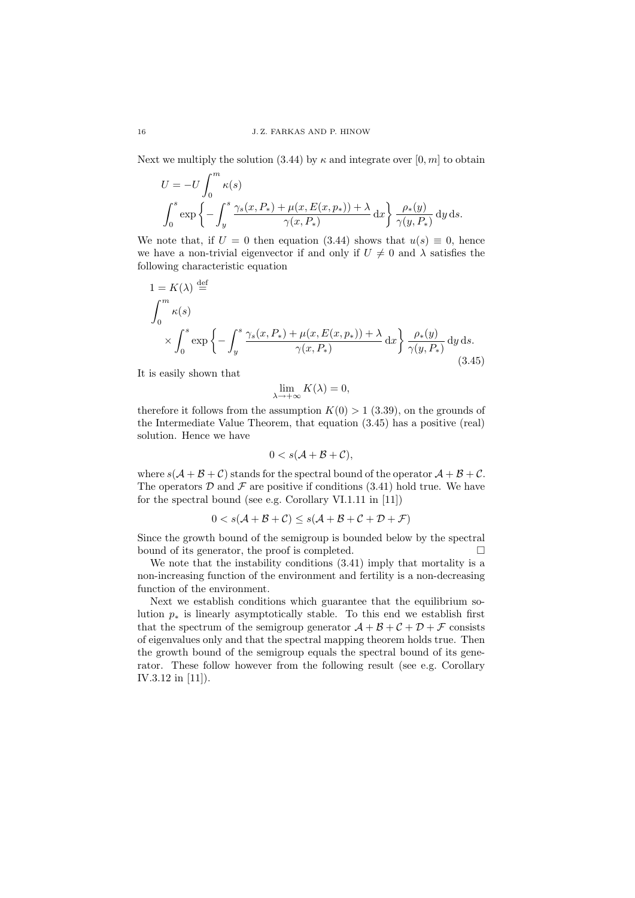Next we multiply the solution (3.44) by $\kappa$ and integrate over $[0,m]$ to obtain

$$U=-U\int_0^m\kappa(s)\int_0^s\exp\left\{-\int_y^s\frac{\gamma_s(x,P_*)+\mu(x,E(x,p_*))+\lambda}{\gamma(x,P_*)}\,\mathrm{d}x\right\}\frac{\rho_*(y)}{\gamma(y,P_*)}\,\mathrm{d}y\,\mathrm{d}s.$$

We note that, if $U=0$ then equation (3.44) shows that $u(s)\equiv 0$, hence we have a non-trivial eigenvector if and only if $U\neq 0$ and $\lambda$ satisfies the following characteristic equation

$$1=K(\lambda)\stackrel{\text{def}}{=}\int_0^m\kappa(s)\times\int_0^s\exp\left\{-\int_y^s\frac{\gamma_s(x,P_*)+\mu(x,E(x,p_*))+\lambda}{\gamma(x,P_*)}\,\mathrm{d}x\right\}\frac{\rho_*(y)}{\gamma(y,P_*)}\,\mathrm{d}y\,\mathrm{d}s. \tag{3.45}$$

It is easily shown that

$$\lim_{\lambda\to+\infty}K(\lambda)=0,$$

therefore it follows from the assumption $K(0)>1$ (3.39), on the grounds of the Intermediate Value Theorem, that equation (3.45) has a positive (real) solution. Hence we have

$$0<s(\mathcal{A}+\mathcal{B}+\mathcal{C}),$$

where $s(\mathcal{A}+\mathcal{B}+\mathcal{C})$ stands for the spectral bound of the operator $\mathcal{A}+\mathcal{B}+\mathcal{C}$. The operators $\mathcal{D}$ and $\mathcal{F}$ are positive if conditions (3.41) hold true. We have for the spectral bound (see e.g. Corollary VI.1.11 in [11])

$$0<s(\mathcal{A}+\mathcal{B}+\mathcal{C})\leq s(\mathcal{A}+\mathcal{B}+\mathcal{C}+\mathcal{D}+\mathcal{F})$$

Since the growth bound of the semigroup is bounded below by the spectral bound of its generator, the proof is completed. $\square$

We note that the instability conditions (3.41) imply that mortality is a non-increasing function of the environment and fertility is a non-decreasing function of the environment.

Next we establish conditions which guarantee that the equilibrium solution $p_*$ is linearly asymptotically stable. To this end we establish first that the spectrum of the semigroup generator $\mathcal{A}+\mathcal{B}+\mathcal{C}+\mathcal{D}+\mathcal{F}$ consists of eigenvalues only and that the spectral mapping theorem holds true. Then the growth bound of the semigroup equals the spectral bound of its generator. These follow however from the following result (see e.g. Corollary IV.3.12 in [11]).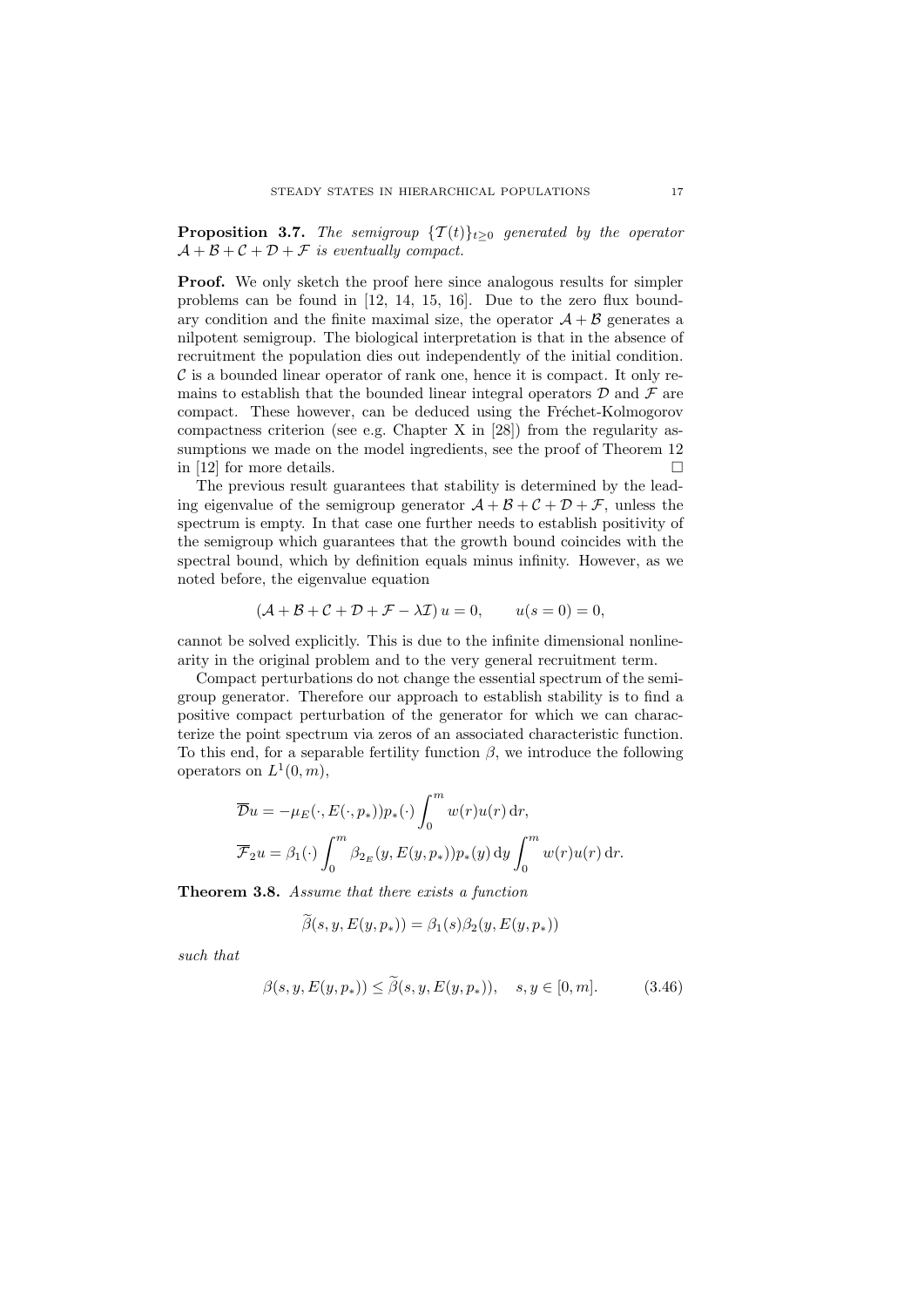**Proposition 3.7.** *The semigroup $\{\mathcal{T}(t)\}_{t\geq 0}$ generated by the operator $\mathcal{A}+\mathcal{B}+\mathcal{C}+\mathcal{D}+\mathcal{F}$ is eventually compact.*

**Proof.** We only sketch the proof here since analogous results for simpler problems can be found in [12, 14, 15, 16]. Due to the zero flux boundary condition and the finite maximal size, the operator $\mathcal{A}+\mathcal{B}$ generates a nilpotent semigroup. The biological interpretation is that in the absence of recruitment the population dies out independently of the initial condition. $\mathcal{C}$ is a bounded linear operator of rank one, hence it is compact. It only remains to establish that the bounded linear integral operators $\mathcal{D}$ and $\mathcal{F}$ are compact. These however, can be deduced using the Fréchet-Kolmogorov compactness criterion (see e.g. Chapter X in [28]) from the regularity assumptions we made on the model ingredients, see the proof of Theorem 12 in [12] for more details. □

The previous result guarantees that stability is determined by the leading eigenvalue of the semigroup generator $\mathcal{A}+\mathcal{B}+\mathcal{C}+\mathcal{D}+\mathcal{F}$, unless the spectrum is empty. In that case one further needs to establish positivity of the semigroup which guarantees that the growth bound coincides with the spectral bound, which by definition equals minus infinity. However, as we noted before, the eigenvalue equation

$$(\mathcal{A}+\mathcal{B}+\mathcal{C}+\mathcal{D}+\mathcal{F}-\lambda\mathcal{I})\,u=0, \qquad u(s=0)=0,$$

cannot be solved explicitly. This is due to the infinite dimensional nonlinearity in the original problem and to the very general recruitment term.

Compact perturbations do not change the essential spectrum of the semigroup generator. Therefore our approach to establish stability is to find a positive compact perturbation of the generator for which we can characterize the point spectrum via zeros of an associated characteristic function. To this end, for a separable fertility function $\beta$, we introduce the following operators on $L^1(0,m)$,

$$\overline{\mathcal{D}}u=-\mu_E(\cdot,E(\cdot,p_*))p_*(\cdot)\int_0^m w(r)u(r)\,\mathrm{d}r,$$
$$\overline{\mathcal{F}}_2 u=\beta_1(\cdot)\int_0^m \beta_{2_E}(y,E(y,p_*))p_*(y)\,\mathrm{d}y\int_0^m w(r)u(r)\,\mathrm{d}r.$$

**Theorem 3.8.** *Assume that there exists a function*

$$\widetilde{\beta}(s,y,E(y,p_*))=\beta_1(s)\beta_2(y,E(y,p_*))$$

*such that*

$$\beta(s,y,E(y,p_*))\leq\widetilde{\beta}(s,y,E(y,p_*)), \quad s,y\in[0,m]. \tag{3.46}$$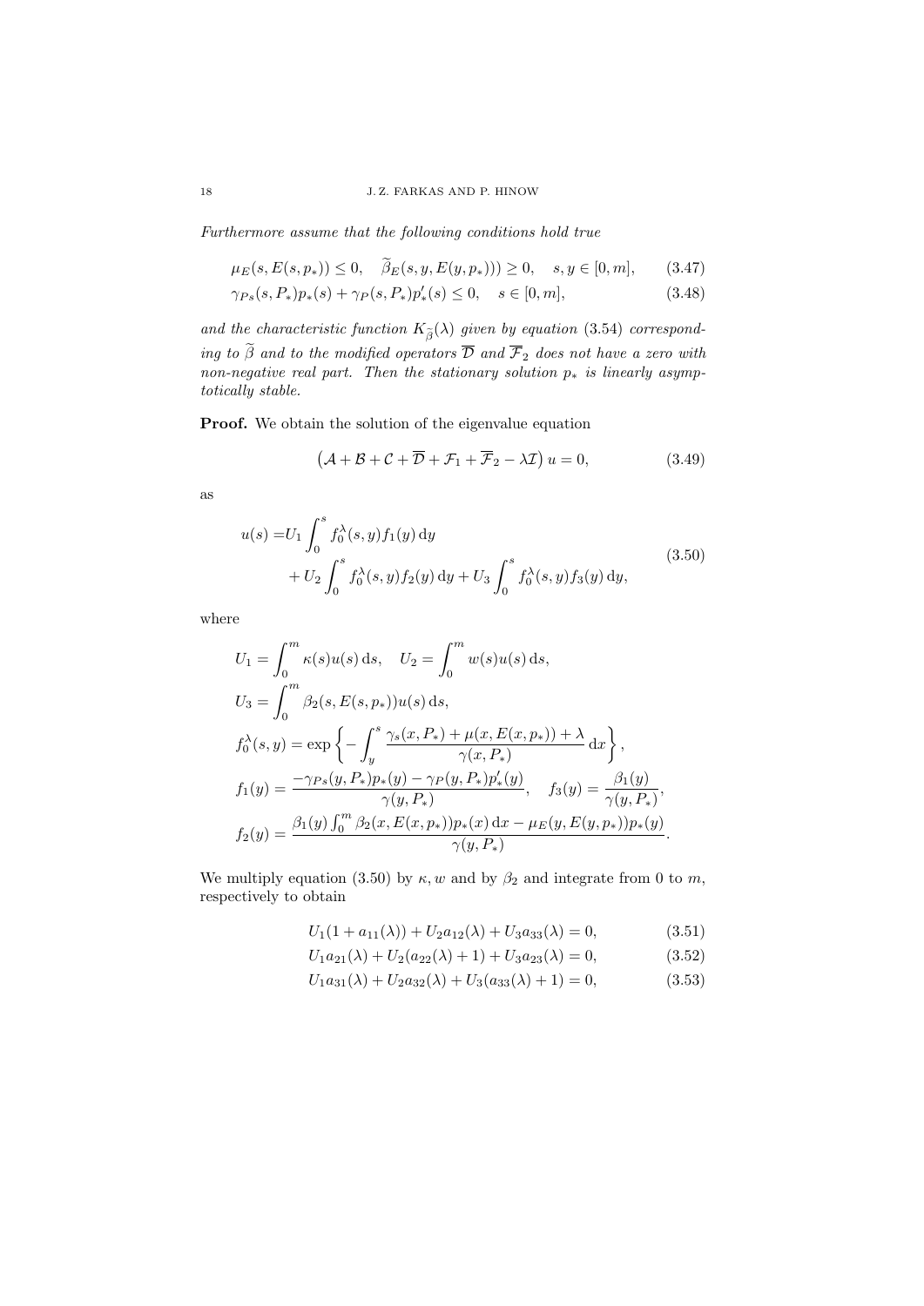*Furthermore assume that the following conditions hold true*

$$\mu_E(s, E(s, p_*)) \leq 0, \quad \widetilde{\beta}_E(s, y, E(y, p_*))) \geq 0, \quad s, y \in [0, m], \tag{3.47}$$

$$\gamma_{Ps}(s, P_*)p_*(s) + \gamma_P(s, P_*)p_*'(s) \leq 0, \quad s \in [0, m], \tag{3.48}$$

*and the characteristic function $K_{\widetilde{\beta}}(\lambda)$ given by equation (3.54) corresponding to $\widetilde{\beta}$ and to the modified operators $\overline{\mathcal{D}}$ and $\overline{\mathcal{F}}_2$ does not have a zero with non-negative real part. Then the stationary solution $p_*$ is linearly asymptotically stable.*

**Proof.** We obtain the solution of the eigenvalue equation

$$\left(\mathcal{A} + \mathcal{B} + \mathcal{C} + \overline{\mathcal{D}} + \mathcal{F}_1 + \overline{\mathcal{F}}_2 - \lambda \mathcal{I}\right) u = 0, \tag{3.49}$$

as

$$\begin{aligned} u(s) =& U_1 \int_0^s f_0^\lambda(s, y) f_1(y) \, \mathrm{d}y \\ &+ U_2 \int_0^s f_0^\lambda(s, y) f_2(y) \, \mathrm{d}y + U_3 \int_0^s f_0^\lambda(s, y) f_3(y) \, \mathrm{d}y, \end{aligned} \tag{3.50}$$

where

$$\begin{aligned} U_1 &= \int_0^m \kappa(s) u(s) \, \mathrm{d}s, \quad U_2 = \int_0^m w(s) u(s) \, \mathrm{d}s, \\ U_3 &= \int_0^m \beta_2(s, E(s, p_*)) u(s) \, \mathrm{d}s, \\ f_0^\lambda(s, y) &= \exp\left\{ - \int_y^s \frac{\gamma_s(x, P_*) + \mu(x, E(x, p_*)) + \lambda}{\gamma(x, P_*)} \, \mathrm{d}x \right\}, \\ f_1(y) &= \frac{-\gamma_{Ps}(y, P_*)p_*(y) - \gamma_P(y, P_*)p_*'(y)}{\gamma(y, P_*)}, \quad f_3(y) = \frac{\beta_1(y)}{\gamma(y, P_*)}, \\ f_2(y) &= \frac{\beta_1(y) \int_0^m \beta_2(x, E(x, p_*)) p_*(x) \, \mathrm{d}x - \mu_E(y, E(y, p_*)) p_*(y)}{\gamma(y, P_*)}. \end{aligned}$$

We multiply equation (3.50) by $\kappa, w$ and by $\beta_2$ and integrate from 0 to $m$, respectively to obtain

$$U_1(1 + a_{11}(\lambda)) + U_2 a_{12}(\lambda) + U_3 a_{33}(\lambda) = 0, \tag{3.51}$$

$$U_1 a_{21}(\lambda) + U_2(a_{22}(\lambda) + 1) + U_3 a_{23}(\lambda) = 0, \tag{3.52}$$

$$U_1 a_{31}(\lambda) + U_2 a_{32}(\lambda) + U_3(a_{33}(\lambda) + 1) = 0, \tag{3.53}$$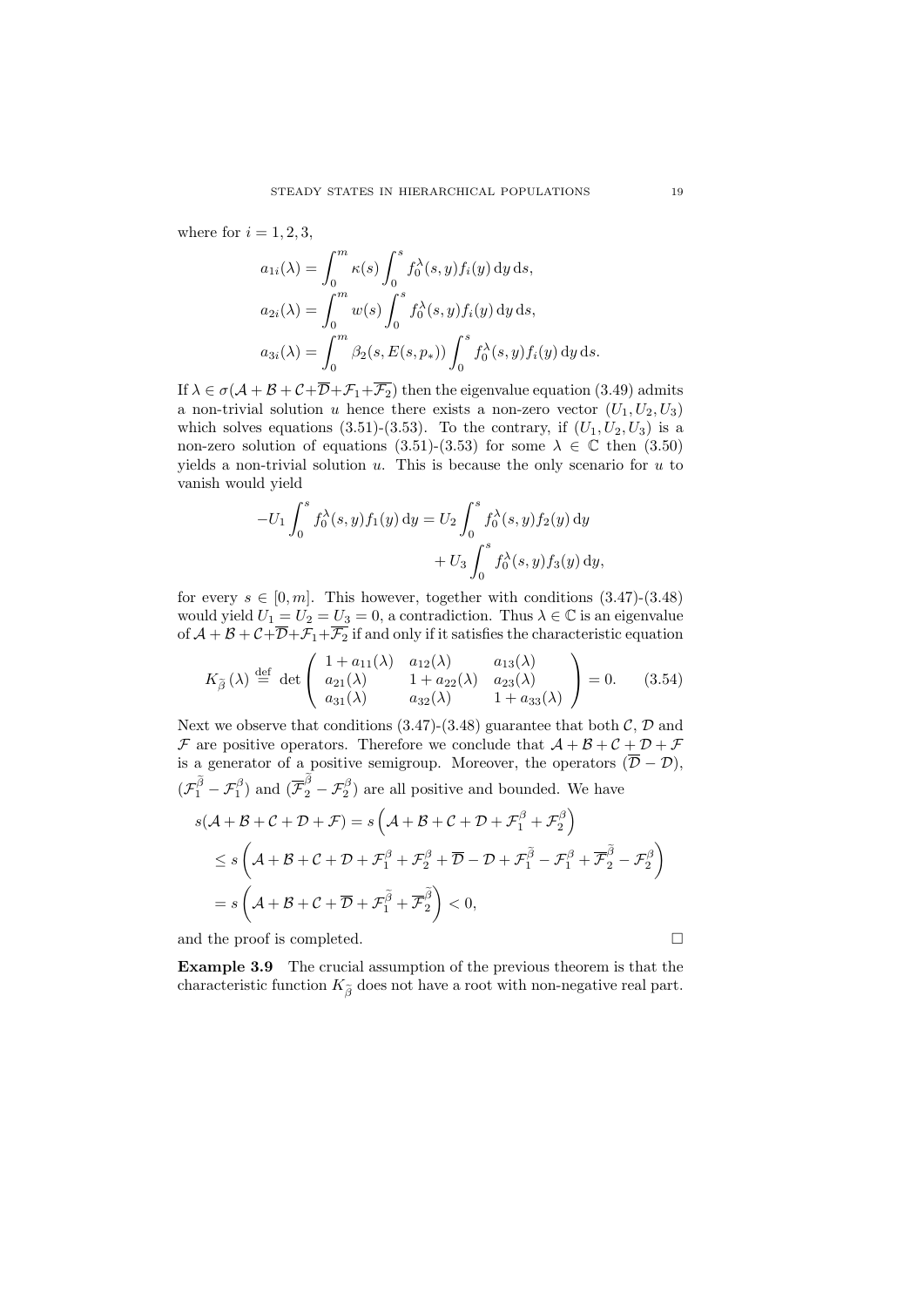where for $i = 1, 2, 3$,

$$
\begin{aligned}
a_{1i}(\lambda) &= \int_0^m \kappa(s) \int_0^s f_0^\lambda(s,y) f_i(y)\,\mathrm{d}y\,\mathrm{d}s, \\
a_{2i}(\lambda) &= \int_0^m w(s) \int_0^s f_0^\lambda(s,y) f_i(y)\,\mathrm{d}y\,\mathrm{d}s, \\
a_{3i}(\lambda) &= \int_0^m \beta_2(s, E(s,p_*)) \int_0^s f_0^\lambda(s,y) f_i(y)\,\mathrm{d}y\,\mathrm{d}s.
\end{aligned}
$$

If $\lambda \in \sigma(\mathcal{A}+\mathcal{B}+\mathcal{C}+\overline{\mathcal{D}}+\mathcal{F}_1+\overline{\mathcal{F}_2})$ then the eigenvalue equation (3.49) admits a non-trivial solution $u$ hence there exists a non-zero vector $(U_1, U_2, U_3)$ which solves equations (3.51)-(3.53). To the contrary, if $(U_1, U_2, U_3)$ is a non-zero solution of equations (3.51)-(3.53) for some $\lambda \in \mathbb{C}$ then (3.50) yields a non-trivial solution $u$. This is because the only scenario for $u$ to vanish would yield

$$
\begin{aligned}
-U_1 \int_0^s f_0^\lambda(s,y) f_1(y)\,\mathrm{d}y = U_2 &\int_0^s f_0^\lambda(s,y) f_2(y)\,\mathrm{d}y \\
&+ U_3 \int_0^s f_0^\lambda(s,y) f_3(y)\,\mathrm{d}y,
\end{aligned}
$$

for every $s \in [0,m]$. This however, together with conditions (3.47)-(3.48) would yield $U_1 = U_2 = U_3 = 0$, a contradiction. Thus $\lambda \in \mathbb{C}$ is an eigenvalue of $\mathcal{A}+\mathcal{B}+\mathcal{C}+\overline{\mathcal{D}}+\mathcal{F}_1+\overline{\mathcal{F}_2}$ if and only if it satisfies the characteristic equation

$$
K_{\widetilde{\beta}}(\lambda) \stackrel{\text{def}}{=} \det \begin{pmatrix} 1+a_{11}(\lambda) & a_{12}(\lambda) & a_{13}(\lambda) \\ a_{21}(\lambda) & 1+a_{22}(\lambda) & a_{23}(\lambda) \\ a_{31}(\lambda) & a_{32}(\lambda) & 1+a_{33}(\lambda) \end{pmatrix} = 0. \tag{3.54}
$$

Next we observe that conditions (3.47)-(3.48) guarantee that both $\mathcal{C}$, $\mathcal{D}$ and $\mathcal{F}$ are positive operators. Therefore we conclude that $\mathcal{A}+\mathcal{B}+\mathcal{C}+\mathcal{D}+\mathcal{F}$ is a generator of a positive semigroup. Moreover, the operators $(\overline{\mathcal{D}}-\mathcal{D})$, $(\mathcal{F}_1^{\widetilde{\beta}} - \mathcal{F}_1^{\beta})$ and $(\overline{\mathcal{F}}_2^{\widetilde{\beta}} - \mathcal{F}_2^{\beta})$ are all positive and bounded. We have

$$
\begin{aligned}
s(\mathcal{A}+\mathcal{B}+\mathcal{C}+\mathcal{D}+\mathcal{F}) &= s\left(\mathcal{A}+\mathcal{B}+\mathcal{C}+\mathcal{D}+\mathcal{F}_1^{\beta}+\mathcal{F}_2^{\beta}\right) \\
&\leq s\left(\mathcal{A}+\mathcal{B}+\mathcal{C}+\mathcal{D}+\mathcal{F}_1^{\beta}+\mathcal{F}_2^{\beta}+\overline{\mathcal{D}}-\mathcal{D}+\mathcal{F}_1^{\widetilde{\beta}}-\mathcal{F}_1^{\beta}+\overline{\mathcal{F}}_2^{\widetilde{\beta}}-\mathcal{F}_2^{\beta}\right) \\
&= s\left(\mathcal{A}+\mathcal{B}+\mathcal{C}+\overline{\mathcal{D}}+\mathcal{F}_1^{\widetilde{\beta}}+\overline{\mathcal{F}}_2^{\widetilde{\beta}}\right) < 0,
\end{aligned}
$$

and the proof is completed. □

**Example 3.9** The crucial assumption of the previous theorem is that the characteristic function $K_{\widetilde{\beta}}$ does not have a root with non-negative real part.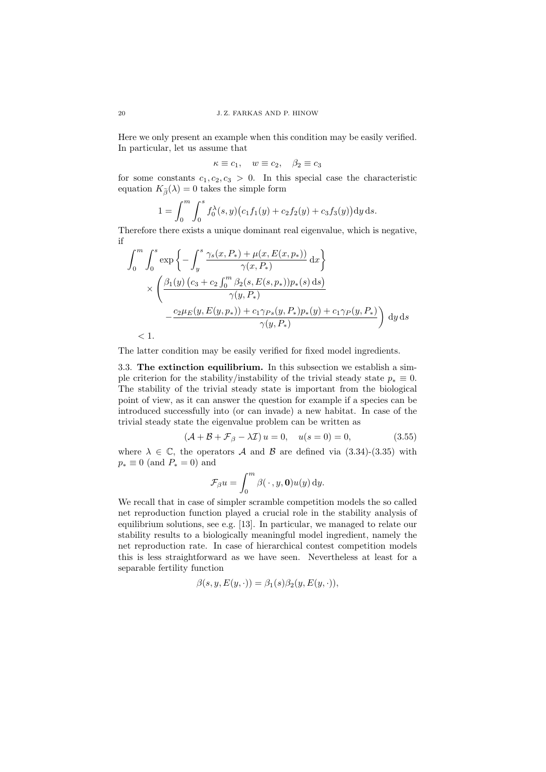Here we only present an example when this condition may be easily verified. In particular, let us assume that

$$\kappa \equiv c_1, \quad w \equiv c_2, \quad \beta_2 \equiv c_3$$

for some constants $c_1, c_2, c_3 > 0$. In this special case the characteristic equation $K_{\bar{\beta}}(\lambda) = 0$ takes the simple form

$$1 = \int_0^m \int_0^s f_0^\lambda(s,y)\big(c_1 f_1(y) + c_2 f_2(y) + c_3 f_3(y)\big)\mathrm{d}y\,\mathrm{d}s.$$

Therefore there exists a unique dominant real eigenvalue, which is negative, if

$$\begin{aligned}
\int_0^m \int_0^s & \exp\left\{-\int_y^s \frac{\gamma_s(x,P_*) + \mu(x, E(x,p_*))}{\gamma(x,P_*)}\,\mathrm{d}x\right\} \\
& \times \left(\frac{\beta_1(y)\left(c_3 + c_2 \int_0^m \beta_2(s, E(s,p_*))p_*(s)\,\mathrm{d}s\right)}{\gamma(y,P_*)}\right. \\
& \qquad \left. - \frac{c_2 \mu_E(y, E(y,p_*)) + c_1 \gamma_{Ps}(y,P_*)p_*(y) + c_1 \gamma_P(y,P_*)}{\gamma(y,P_*)}\right)\mathrm{d}y\,\mathrm{d}s \\
& < 1.
\end{aligned}$$

The latter condition may be easily verified for fixed model ingredients.

### 3.3. The extinction equilibrium.

In this subsection we establish a simple criterion for the stability/instability of the trivial steady state $p_* \equiv 0$. The stability of the trivial steady state is important from the biological point of view, as it can answer the question for example if a species can be introduced successfully into (or can invade) a new habitat. In case of the trivial steady state the eigenvalue problem can be written as

$$(\mathcal{A} + \mathcal{B} + \mathcal{F}_\beta - \lambda\mathcal{I})\,u = 0, \quad u(s=0) = 0, \tag{3.55}$$

where $\lambda \in \mathbb{C}$, the operators $\mathcal{A}$ and $\mathcal{B}$ are defined via (3.34)-(3.35) with $p_* \equiv 0$ (and $P_* = 0$) and

$$\mathcal{F}_\beta u = \int_0^m \beta(\,\cdot\,, y, \mathbf{0})u(y)\,\mathrm{d}y.$$

We recall that in case of simpler scramble competition models the so called net reproduction function played a crucial role in the stability analysis of equilibrium solutions, see e.g. [13]. In particular, we managed to relate our stability results to a biologically meaningful model ingredient, namely the net reproduction rate. In case of hierarchical contest competition models this is less straightforward as we have seen. Nevertheless at least for a separable fertility function

$$\beta(s, y, E(y,\cdot)) = \beta_1(s)\beta_2(y, E(y,\cdot)),$$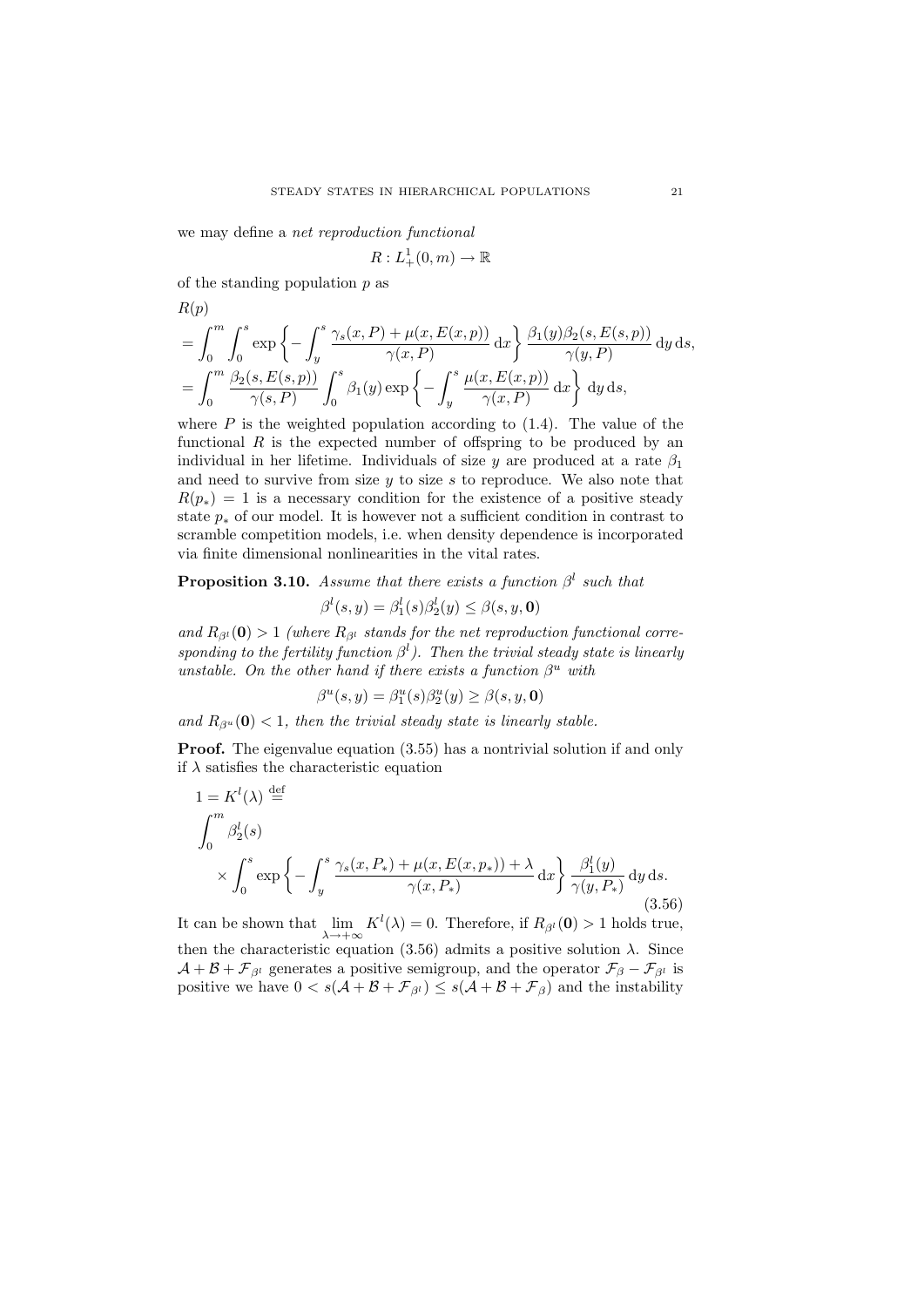we may define a *net reproduction functional*

$$R : L^1_+(0,m) \to \mathbb{R}$$

of the standing population $p$ as

$$
\begin{aligned}
&R(p)\\
&= \int_0^m \int_0^s \exp\left\{ - \int_y^s \frac{\gamma_s(x,P) + \mu(x, E(x,p))}{\gamma(x,P)} \, \mathrm{d}x \right\} \frac{\beta_1(y)\beta_2(s, E(s,p))}{\gamma(y,P)} \, \mathrm{d}y \, \mathrm{d}s,\\
&= \int_0^m \frac{\beta_2(s, E(s,p))}{\gamma(s,P)} \int_0^s \beta_1(y) \exp\left\{ - \int_y^s \frac{\mu(x, E(x,p))}{\gamma(x,P)} \, \mathrm{d}x \right\} \mathrm{d}y \, \mathrm{d}s,
\end{aligned}
$$

where $P$ is the weighted population according to (1.4). The value of the functional $R$ is the expected number of offspring to be produced by an individual in her lifetime. Individuals of size $y$ are produced at a rate $\beta_1$ and need to survive from size $y$ to size $s$ to reproduce. We also note that $R(p_*) = 1$ is a necessary condition for the existence of a positive steady state $p_*$ of our model. It is however not a sufficient condition in contrast to scramble competition models, i.e. when density dependence is incorporated via finite dimensional nonlinearities in the vital rates.

**Proposition 3.10.** *Assume that there exists a function $\beta^l$ such that*

$$\beta^l(s,y) = \beta^l_1(s)\beta^l_2(y) \leq \beta(s,y,\mathbf{0})$$

*and $R_{\beta^l}(\mathbf{0}) > 1$ (where $R_{\beta^l}$ stands for the net reproduction functional corresponding to the fertility function $\beta^l$). Then the trivial steady state is linearly unstable. On the other hand if there exists a function $\beta^u$ with*

$$\beta^u(s,y) = \beta^u_1(s)\beta^u_2(y) \geq \beta(s,y,\mathbf{0})$$

*and $R_{\beta^u}(\mathbf{0}) < 1$, then the trivial steady state is linearly stable.*

**Proof.** The eigenvalue equation (3.55) has a nontrivial solution if and only if $\lambda$ satisfies the characteristic equation

$$
\begin{aligned}
&1 = K^l(\lambda) \stackrel{\text{def}}{=}\\
&\int_0^m \beta^l_2(s)\\
&\quad \times \int_0^s \exp\left\{ - \int_y^s \frac{\gamma_s(x,P_*) + \mu(x, E(x,p_*)) + \lambda}{\gamma(x,P_*)} \, \mathrm{d}x \right\} \frac{\beta^l_1(y)}{\gamma(y,P_*)} \, \mathrm{d}y \, \mathrm{d}s.
\end{aligned}
\tag{3.56}
$$

It can be shown that $\lim_{\lambda \to +\infty} K^l(\lambda) = 0$. Therefore, if $R_{\beta^l}(\mathbf{0}) > 1$ holds true, then the characteristic equation (3.56) admits a positive solution $\lambda$. Since $\mathcal{A} + \mathcal{B} + \mathcal{F}_{\beta^l}$ generates a positive semigroup, and the operator $\mathcal{F}_\beta - \mathcal{F}_{\beta^l}$ is positive we have $0 < s(\mathcal{A} + \mathcal{B} + \mathcal{F}_{\beta^l}) \leq s(\mathcal{A} + \mathcal{B} + \mathcal{F}_\beta)$ and the instability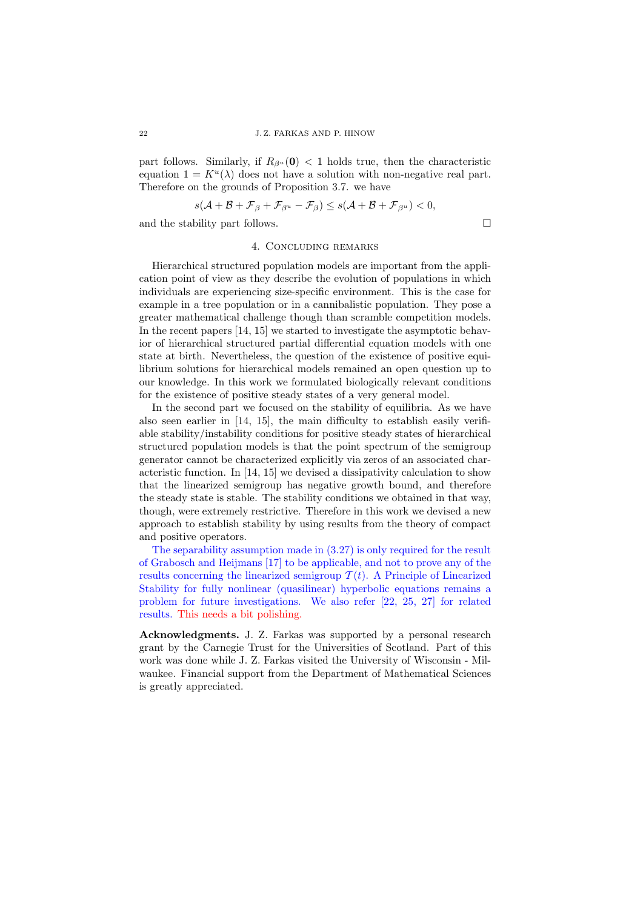part follows. Similarly, if $R_{\beta^u}(\mathbf{0}) < 1$ holds true, then the characteristic equation $1 = K^u(\lambda)$ does not have a solution with non-negative real part. Therefore on the grounds of Proposition 3.7. we have

$$s(\mathcal{A} + \mathcal{B} + \mathcal{F}_\beta + \mathcal{F}_{\beta^u} - \mathcal{F}_\beta) \leq s(\mathcal{A} + \mathcal{B} + \mathcal{F}_{\beta^u}) < 0,$$

and the stability part follows. □

## 4. Concluding remarks

Hierarchical structured population models are important from the application point of view as they describe the evolution of populations in which individuals are experiencing size-specific environment. This is the case for example in a tree population or in a cannibalistic population. They pose a greater mathematical challenge though than scramble competition models. In the recent papers [14, 15] we started to investigate the asymptotic behavior of hierarchical structured partial differential equation models with one state at birth. Nevertheless, the question of the existence of positive equilibrium solutions for hierarchical models remained an open question up to our knowledge. In this work we formulated biologically relevant conditions for the existence of positive steady states of a very general model.

In the second part we focused on the stability of equilibria. As we have also seen earlier in [14, 15], the main difficulty to establish easily verifiable stability/instability conditions for positive steady states of hierarchical structured population models is that the point spectrum of the semigroup generator cannot be characterized explicitly via zeros of an associated characteristic function. In [14, 15] we devised a dissipativity calculation to show that the linearized semigroup has negative growth bound, and therefore the steady state is stable. The stability conditions we obtained in that way, though, were extremely restrictive. Therefore in this work we devised a new approach to establish stability by using results from the theory of compact and positive operators.

The separability assumption made in (3.27) is only required for the result of Grabosch and Heijmans [17] to be applicable, and not to prove any of the results concerning the linearized semigroup $\mathcal{T}(t)$. A Principle of Linearized Stability for fully nonlinear (quasilinear) hyperbolic equations remains a problem for future investigations. We also refer [22, 25, 27] for related results. This needs a bit polishing.

**Acknowledgments.** J. Z. Farkas was supported by a personal research grant by the Carnegie Trust for the Universities of Scotland. Part of this work was done while J. Z. Farkas visited the University of Wisconsin - Milwaukee. Financial support from the Department of Mathematical Sciences is greatly appreciated.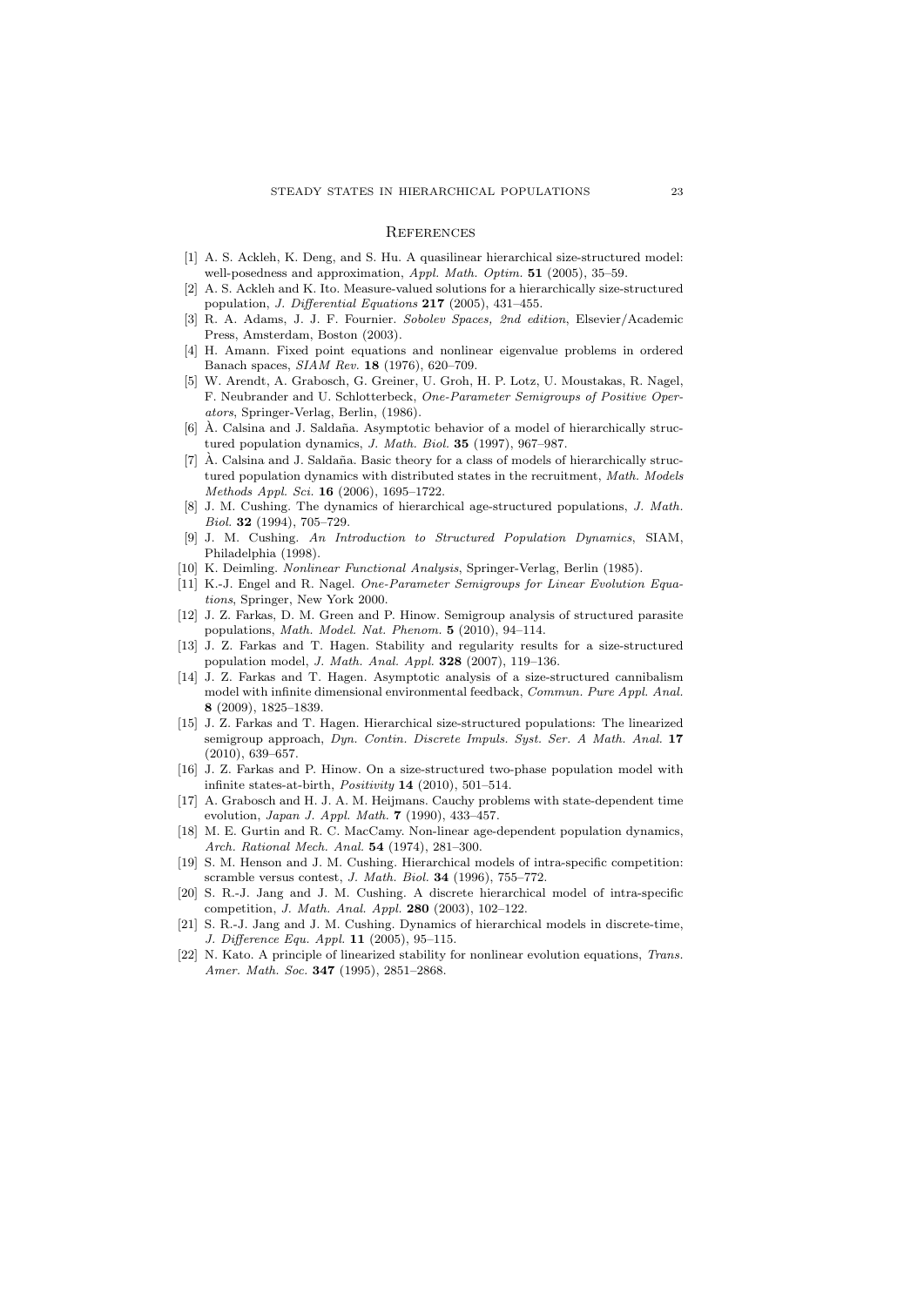## References

[1] A. S. Ackleh, K. Deng, and S. Hu. A quasilinear hierarchical size-structured model: well-posedness and approximation, *Appl. Math. Optim.* **51** (2005), 35–59.

[2] A. S. Ackleh and K. Ito. Measure-valued solutions for a hierarchically size-structured population, *J. Differential Equations* **217** (2005), 431–455.

[3] R. A. Adams, J. J. F. Fournier. *Sobolev Spaces, 2nd edition*, Elsevier/Academic Press, Amsterdam, Boston (2003).

[4] H. Amann. Fixed point equations and nonlinear eigenvalue problems in ordered Banach spaces, *SIAM Rev.* **18** (1976), 620–709.

[5] W. Arendt, A. Grabosch, G. Greiner, U. Groh, H. P. Lotz, U. Moustakas, R. Nagel, F. Neubrander and U. Schlotterbeck, *One-Parameter Semigroups of Positive Operators*, Springer-Verlag, Berlin, (1986).

[6] À. Calsina and J. Saldaña. Asymptotic behavior of a model of hierarchically structured population dynamics, *J. Math. Biol.* **35** (1997), 967–987.

[7] À. Calsina and J. Saldaña. Basic theory for a class of models of hierarchically structured population dynamics with distributed states in the recruitment, *Math. Models Methods Appl. Sci.* **16** (2006), 1695–1722.

[8] J. M. Cushing. The dynamics of hierarchical age-structured populations, *J. Math. Biol.* **32** (1994), 705–729.

[9] J. M. Cushing. *An Introduction to Structured Population Dynamics*, SIAM, Philadelphia (1998).

[10] K. Deimling. *Nonlinear Functional Analysis*, Springer-Verlag, Berlin (1985).

[11] K.-J. Engel and R. Nagel. *One-Parameter Semigroups for Linear Evolution Equations*, Springer, New York 2000.

[12] J. Z. Farkas, D. M. Green and P. Hinow. Semigroup analysis of structured parasite populations, *Math. Model. Nat. Phenom.* **5** (2010), 94–114.

[13] J. Z. Farkas and T. Hagen. Stability and regularity results for a size-structured population model, *J. Math. Anal. Appl.* **328** (2007), 119–136.

[14] J. Z. Farkas and T. Hagen. Asymptotic analysis of a size-structured cannibalism model with infinite dimensional environmental feedback, *Commun. Pure Appl. Anal.* **8** (2009), 1825–1839.

[15] J. Z. Farkas and T. Hagen. Hierarchical size-structured populations: The linearized semigroup approach, *Dyn. Contin. Discrete Impuls. Syst. Ser. A Math. Anal.* **17** (2010), 639–657.

[16] J. Z. Farkas and P. Hinow. On a size-structured two-phase population model with infinite states-at-birth, *Positivity* **14** (2010), 501–514.

[17] A. Grabosch and H. J. A. M. Heijmans. Cauchy problems with state-dependent time evolution, *Japan J. Appl. Math.* **7** (1990), 433–457.

[18] M. E. Gurtin and R. C. MacCamy. Non-linear age-dependent population dynamics, *Arch. Rational Mech. Anal.* **54** (1974), 281–300.

[19] S. M. Henson and J. M. Cushing. Hierarchical models of intra-specific competition: scramble versus contest, *J. Math. Biol.* **34** (1996), 755–772.

[20] S. R.-J. Jang and J. M. Cushing. A discrete hierarchical model of intra-specific competition, *J. Math. Anal. Appl.* **280** (2003), 102–122.

[21] S. R.-J. Jang and J. M. Cushing. Dynamics of hierarchical models in discrete-time, *J. Difference Equ. Appl.* **11** (2005), 95–115.

[22] N. Kato. A principle of linearized stability for nonlinear evolution equations, *Trans. Amer. Math. Soc.* **347** (1995), 2851–2868.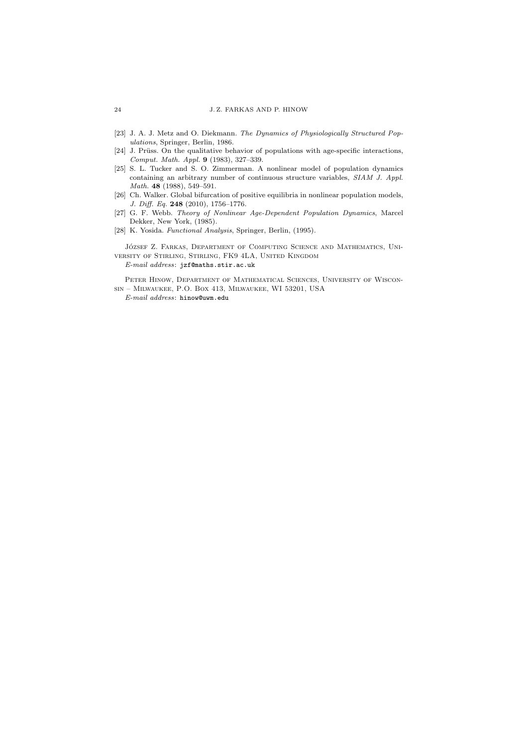[23] J. A. J. Metz and O. Diekmann. *The Dynamics of Physiologically Structured Populations*, Springer, Berlin, 1986.

[24] J. Prüss. On the qualitative behavior of populations with age-specific interactions, *Comput. Math. Appl.* **9** (1983), 327–339.

[25] S. L. Tucker and S. O. Zimmerman. A nonlinear model of population dynamics containing an arbitrary number of continuous structure variables, *SIAM J. Appl. Math.* **48** (1988), 549–591.

[26] Ch. Walker. Global bifurcation of positive equilibria in nonlinear population models, *J. Diff. Eq.* **248** (2010), 1756–1776.

[27] G. F. Webb. *Theory of Nonlinear Age-Dependent Population Dynamics*, Marcel Dekker, New York, (1985).

[28] K. Yosida. *Functional Analysis*, Springer, Berlin, (1995).

József Z. Farkas, Department of Computing Science and Mathematics, University of Stirling, Stirling, FK9 4LA, United Kingdom
*E-mail address*: jzf@maths.stir.ac.uk

Peter Hinow, Department of Mathematical Sciences, University of Wisconsin – Milwaukee, P.O. Box 413, Milwaukee, WI 53201, USA
*E-mail address*: hinow@uwm.edu